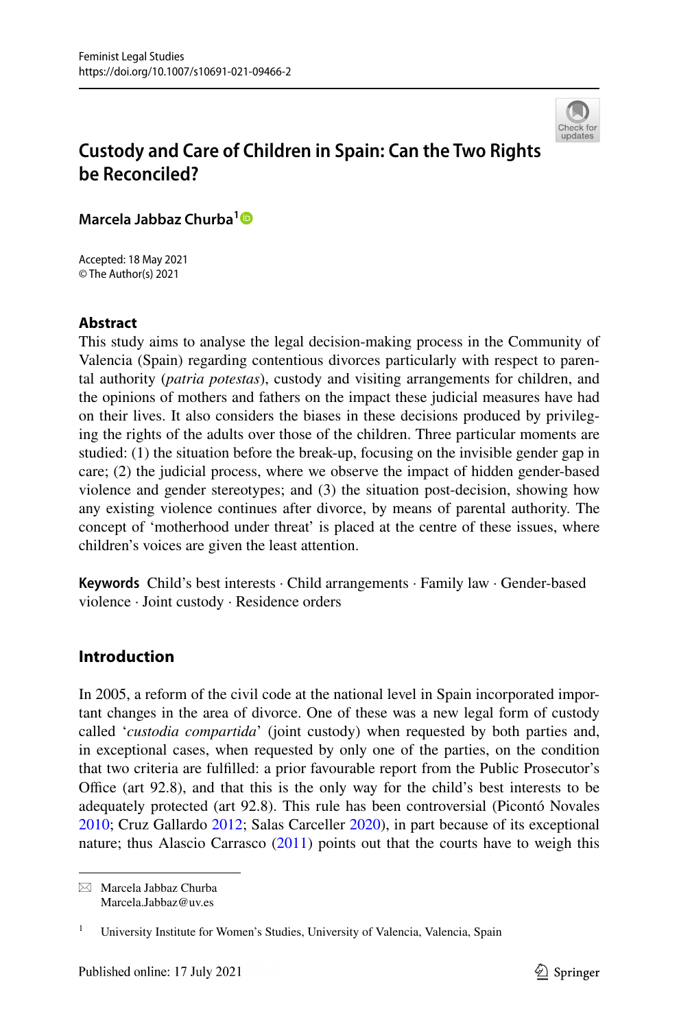Feminist Legal Studies
https://doi.org/10.1007/s10691-021-09466-2

# Custody and Care of Children in Spain: Can the Two Rights be Reconciled?

**Marcela Jabbaz Churba**[1]

Accepted: 18 May 2021
© The Author(s) 2021

## Abstract

This study aims to analyse the legal decision-making process in the Community of Valencia (Spain) regarding contentious divorces particularly with respect to parental authority (*patria potestas*), custody and visiting arrangements for children, and the opinions of mothers and fathers on the impact these judicial measures have had on their lives. It also considers the biases in these decisions produced by privileging the rights of the adults over those of the children. Three particular moments are studied: (1) the situation before the break-up, focusing on the invisible gender gap in care; (2) the judicial process, where we observe the impact of hidden gender-based violence and gender stereotypes; and (3) the situation post-decision, showing how any existing violence continues after divorce, by means of parental authority. The concept of 'motherhood under threat' is placed at the centre of these issues, where children's voices are given the least attention.

**Keywords** Child's best interests · Child arrangements · Family law · Gender-based violence · Joint custody · Residence orders

## Introduction

In 2005, a reform of the civil code at the national level in Spain incorporated important changes in the area of divorce. One of these was a new legal form of custody called '*custodia compartida*' (joint custody) when requested by both parties and, in exceptional cases, when requested by only one of the parties, on the condition that two criteria are fulfilled: a prior favourable report from the Public Prosecutor's Office (art 92.8), and that this is the only way for the child's best interests to be adequately protected (art 92.8). This rule has been controversial (Picontó Novales 2010; Cruz Gallardo 2012; Salas Carceller 2020), in part because of its exceptional nature; thus Alascio Carrasco (2011) points out that the courts have to weigh this

---

Marcela Jabbaz Churba
Marcela.Jabbaz@uv.es

[1] University Institute for Women's Studies, University of Valencia, Valencia, Spain

Published online: 17 July 2021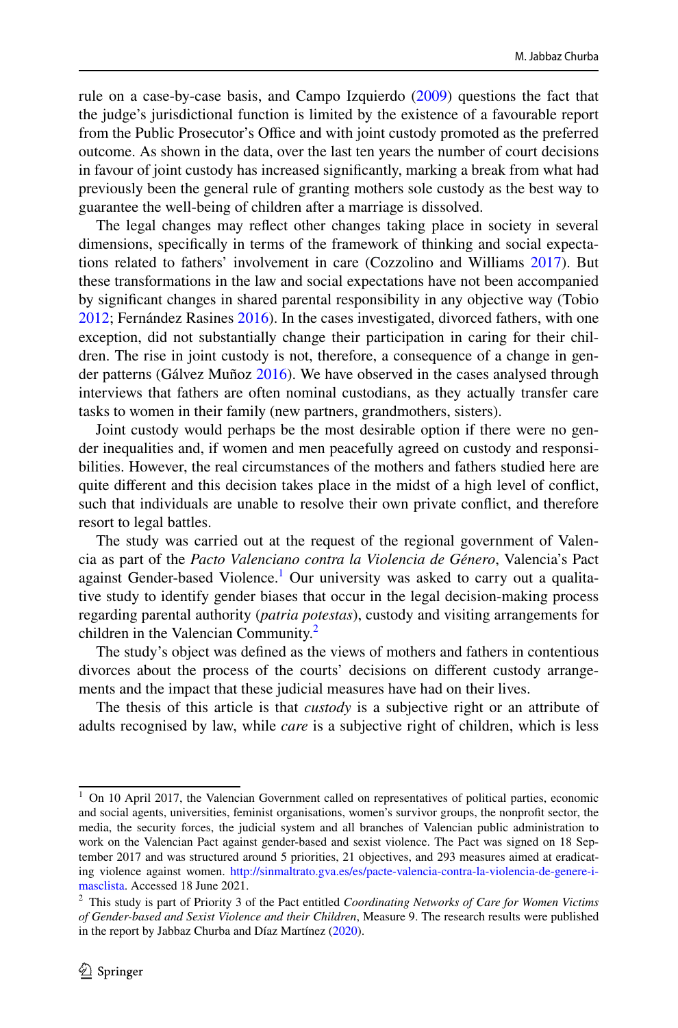rule on a case-by-case basis, and Campo Izquierdo (2009) questions the fact that the judge's jurisdictional function is limited by the existence of a favourable report from the Public Prosecutor's Office and with joint custody promoted as the preferred outcome. As shown in the data, over the last ten years the number of court decisions in favour of joint custody has increased significantly, marking a break from what had previously been the general rule of granting mothers sole custody as the best way to guarantee the well-being of children after a marriage is dissolved.

The legal changes may reflect other changes taking place in society in several dimensions, specifically in terms of the framework of thinking and social expectations related to fathers' involvement in care (Cozzolino and Williams 2017). But these transformations in the law and social expectations have not been accompanied by significant changes in shared parental responsibility in any objective way (Tobio 2012; Fernández Rasines 2016). In the cases investigated, divorced fathers, with one exception, did not substantially change their participation in caring for their children. The rise in joint custody is not, therefore, a consequence of a change in gender patterns (Gálvez Muñoz 2016). We have observed in the cases analysed through interviews that fathers are often nominal custodians, as they actually transfer care tasks to women in their family (new partners, grandmothers, sisters).

Joint custody would perhaps be the most desirable option if there were no gender inequalities and, if women and men peacefully agreed on custody and responsibilities. However, the real circumstances of the mothers and fathers studied here are quite different and this decision takes place in the midst of a high level of conflict, such that individuals are unable to resolve their own private conflict, and therefore resort to legal battles.

The study was carried out at the request of the regional government of Valencia as part of the *Pacto Valenciano contra la Violencia de Género*, Valencia's Pact against Gender-based Violence.[1] Our university was asked to carry out a qualitative study to identify gender biases that occur in the legal decision-making process regarding parental authority (*patria potestas*), custody and visiting arrangements for children in the Valencian Community.[2]

The study's object was defined as the views of mothers and fathers in contentious divorces about the process of the courts' decisions on different custody arrangements and the impact that these judicial measures have had on their lives.

The thesis of this article is that *custody* is a subjective right or an attribute of adults recognised by law, while *care* is a subjective right of children, which is less

---

[1] On 10 April 2017, the Valencian Government called on representatives of political parties, economic and social agents, universities, feminist organisations, women's survivor groups, the nonprofit sector, the media, the security forces, the judicial system and all branches of Valencian public administration to work on the Valencian Pact against gender-based and sexist violence. The Pact was signed on 18 September 2017 and was structured around 5 priorities, 21 objectives, and 293 measures aimed at eradicating violence against women. http://sinmaltrato.gva.es/es/pacte-valencia-contra-la-violencia-de-genere-i-masclista. Accessed 18 June 2021.

[2] This study is part of Priority 3 of the Pact entitled *Coordinating Networks of Care for Women Victims of Gender-based and Sexist Violence and their Children*, Measure 9. The research results were published in the report by Jabbaz Churba and Díaz Martínez (2020).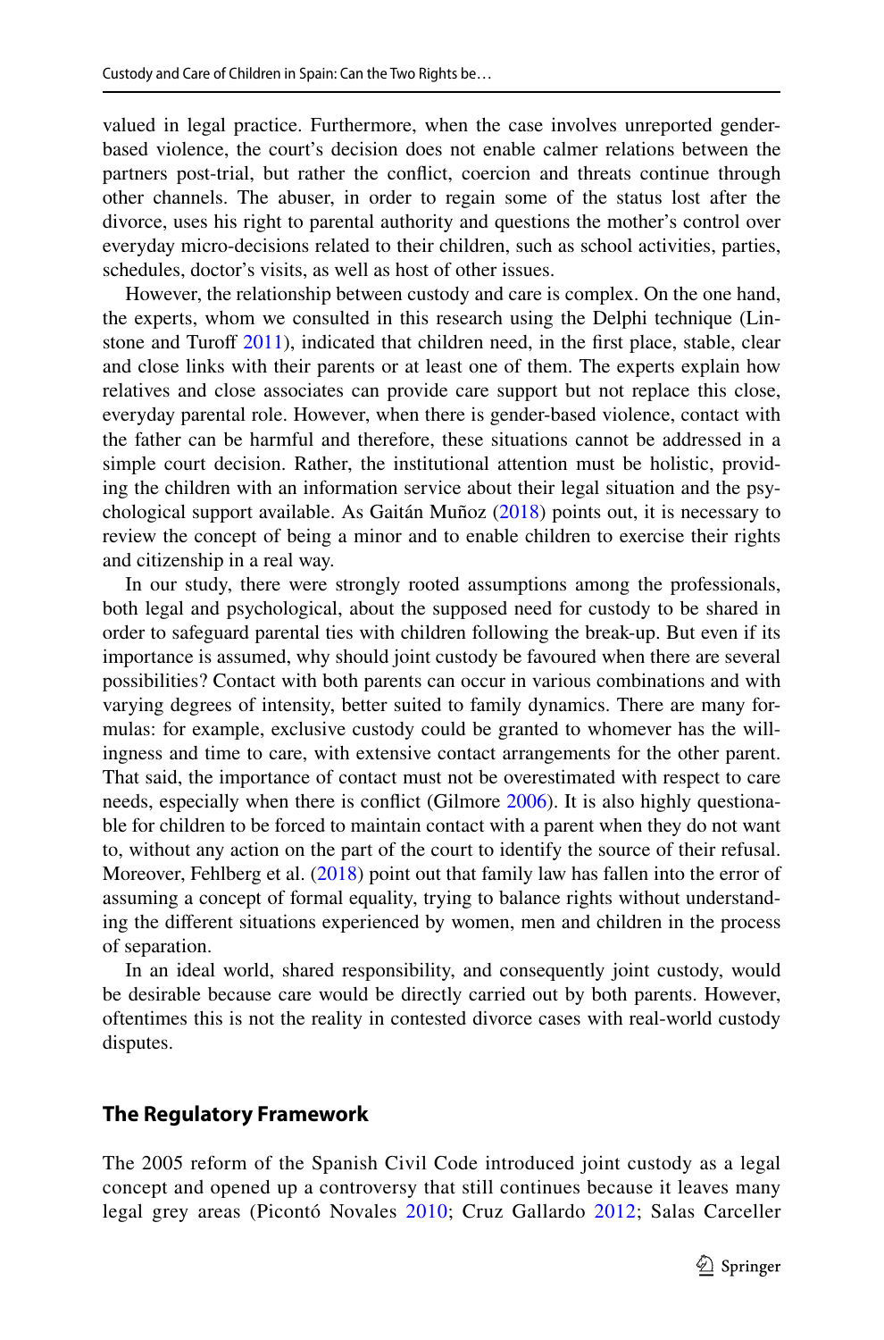valued in legal practice. Furthermore, when the case involves unreported gender-based violence, the court's decision does not enable calmer relations between the partners post-trial, but rather the conflict, coercion and threats continue through other channels. The abuser, in order to regain some of the status lost after the divorce, uses his right to parental authority and questions the mother's control over everyday micro-decisions related to their children, such as school activities, parties, schedules, doctor's visits, as well as host of other issues.

However, the relationship between custody and care is complex. On the one hand, the experts, whom we consulted in this research using the Delphi technique (Linstone and Turoff 2011), indicated that children need, in the first place, stable, clear and close links with their parents or at least one of them. The experts explain how relatives and close associates can provide care support but not replace this close, everyday parental role. However, when there is gender-based violence, contact with the father can be harmful and therefore, these situations cannot be addressed in a simple court decision. Rather, the institutional attention must be holistic, providing the children with an information service about their legal situation and the psychological support available. As Gaitán Muñoz (2018) points out, it is necessary to review the concept of being a minor and to enable children to exercise their rights and citizenship in a real way.

In our study, there were strongly rooted assumptions among the professionals, both legal and psychological, about the supposed need for custody to be shared in order to safeguard parental ties with children following the break-up. But even if its importance is assumed, why should joint custody be favoured when there are several possibilities? Contact with both parents can occur in various combinations and with varying degrees of intensity, better suited to family dynamics. There are many formulas: for example, exclusive custody could be granted to whomever has the willingness and time to care, with extensive contact arrangements for the other parent. That said, the importance of contact must not be overestimated with respect to care needs, especially when there is conflict (Gilmore 2006). It is also highly questionable for children to be forced to maintain contact with a parent when they do not want to, without any action on the part of the court to identify the source of their refusal. Moreover, Fehlberg et al. (2018) point out that family law has fallen into the error of assuming a concept of formal equality, trying to balance rights without understanding the different situations experienced by women, men and children in the process of separation.

In an ideal world, shared responsibility, and consequently joint custody, would be desirable because care would be directly carried out by both parents. However, oftentimes this is not the reality in contested divorce cases with real-world custody disputes.

## The Regulatory Framework

The 2005 reform of the Spanish Civil Code introduced joint custody as a legal concept and opened up a controversy that still continues because it leaves many legal grey areas (Picontó Novales 2010; Cruz Gallardo 2012; Salas Carceller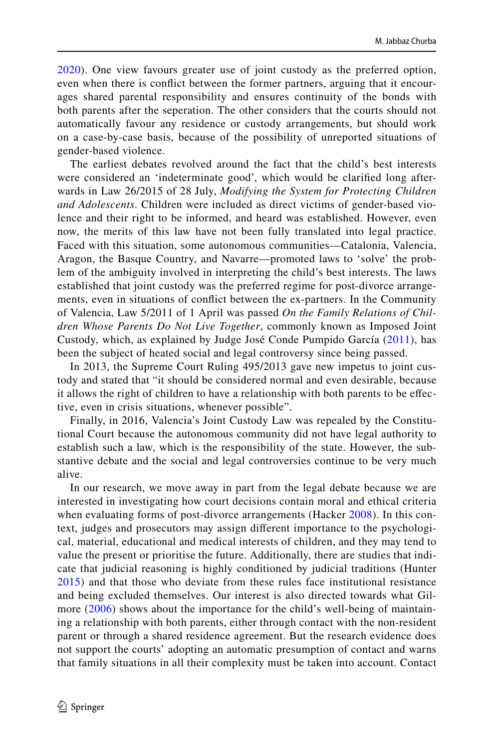2020). One view favours greater use of joint custody as the preferred option, even when there is conflict between the former partners, arguing that it encourages shared parental responsibility and ensures continuity of the bonds with both parents after the seperation. The other considers that the courts should not automatically favour any residence or custody arrangements, but should work on a case-by-case basis, because of the possibility of unreported situations of gender-based violence.

The earliest debates revolved around the fact that the child's best interests were considered an 'indeterminate good', which would be clarified long afterwards in Law 26/2015 of 28 July, *Modifying the System for Protecting Children and Adolescents*. Children were included as direct victims of gender-based violence and their right to be informed, and heard was established. However, even now, the merits of this law have not been fully translated into legal practice. Faced with this situation, some autonomous communities—Catalonia, Valencia, Aragon, the Basque Country, and Navarre—promoted laws to 'solve' the problem of the ambiguity involved in interpreting the child's best interests. The laws established that joint custody was the preferred regime for post-divorce arrangements, even in situations of conflict between the ex-partners. In the Community of Valencia, Law 5/2011 of 1 April was passed *On the Family Relations of Children Whose Parents Do Not Live Together*, commonly known as Imposed Joint Custody, which, as explained by Judge José Conde Pumpido García (2011), has been the subject of heated social and legal controversy since being passed.

In 2013, the Supreme Court Ruling 495/2013 gave new impetus to joint custody and stated that "it should be considered normal and even desirable, because it allows the right of children to have a relationship with both parents to be effective, even in crisis situations, whenever possible".

Finally, in 2016, Valencia's Joint Custody Law was repealed by the Constitutional Court because the autonomous community did not have legal authority to establish such a law, which is the responsibility of the state. However, the substantive debate and the social and legal controversies continue to be very much alive.

In our research, we move away in part from the legal debate because we are interested in investigating how court decisions contain moral and ethical criteria when evaluating forms of post-divorce arrangements (Hacker 2008). In this context, judges and prosecutors may assign different importance to the psychological, material, educational and medical interests of children, and they may tend to value the present or prioritise the future. Additionally, there are studies that indicate that judicial reasoning is highly conditioned by judicial traditions (Hunter 2015) and that those who deviate from these rules face institutional resistance and being excluded themselves. Our interest is also directed towards what Gilmore (2006) shows about the importance for the child's well-being of maintaining a relationship with both parents, either through contact with the non-resident parent or through a shared residence agreement. But the research evidence does not support the courts' adopting an automatic presumption of contact and warns that family situations in all their complexity must be taken into account. Contact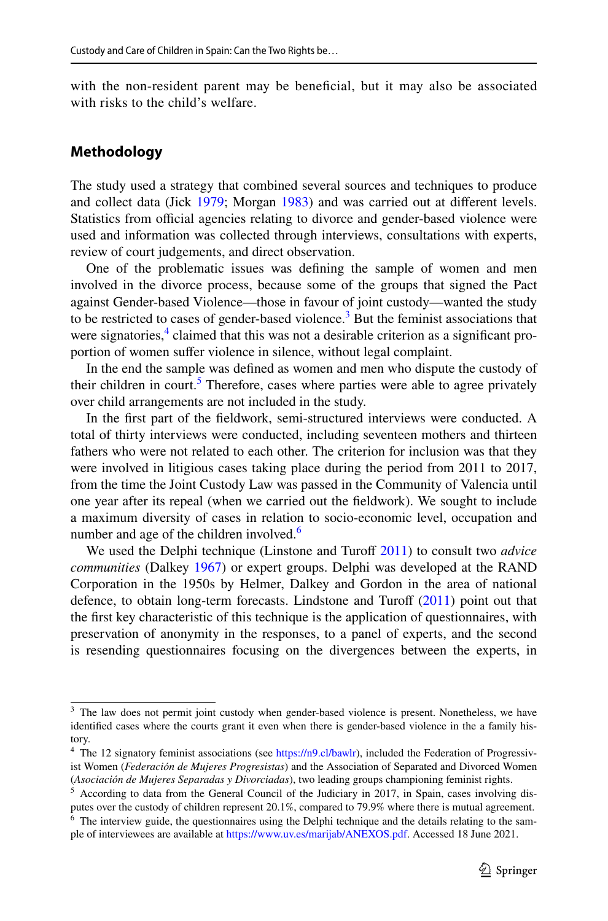with the non-resident parent may be beneficial, but it may also be associated with risks to the child's welfare.

## Methodology

The study used a strategy that combined several sources and techniques to produce and collect data (Jick 1979; Morgan 1983) and was carried out at different levels. Statistics from official agencies relating to divorce and gender-based violence were used and information was collected through interviews, consultations with experts, review of court judgements, and direct observation.

One of the problematic issues was defining the sample of women and men involved in the divorce process, because some of the groups that signed the Pact against Gender-based Violence—those in favour of joint custody—wanted the study to be restricted to cases of gender-based violence.[3] But the feminist associations that were signatories,[4] claimed that this was not a desirable criterion as a significant proportion of women suffer violence in silence, without legal complaint.

In the end the sample was defined as women and men who dispute the custody of their children in court.[5] Therefore, cases where parties were able to agree privately over child arrangements are not included in the study.

In the first part of the fieldwork, semi-structured interviews were conducted. A total of thirty interviews were conducted, including seventeen mothers and thirteen fathers who were not related to each other. The criterion for inclusion was that they were involved in litigious cases taking place during the period from 2011 to 2017, from the time the Joint Custody Law was passed in the Community of Valencia until one year after its repeal (when we carried out the fieldwork). We sought to include a maximum diversity of cases in relation to socio-economic level, occupation and number and age of the children involved.[6]

We used the Delphi technique (Linstone and Turoff 2011) to consult two *advice communities* (Dalkey 1967) or expert groups. Delphi was developed at the RAND Corporation in the 1950s by Helmer, Dalkey and Gordon in the area of national defence, to obtain long-term forecasts. Lindstone and Turoff (2011) point out that the first key characteristic of this technique is the application of questionnaires, with preservation of anonymity in the responses, to a panel of experts, and the second is resending questionnaires focusing on the divergences between the experts, in

---

[3] The law does not permit joint custody when gender-based violence is present. Nonetheless, we have identified cases where the courts grant it even when there is gender-based violence in the a family history.

[4] The 12 signatory feminist associations (see https://n9.cl/bawlr), included the Federation of Progressivist Women (*Federación de Mujeres Progresistas*) and the Association of Separated and Divorced Women (*Asociación de Mujeres Separadas y Divorciadas*), two leading groups championing feminist rights.

[5] According to data from the General Council of the Judiciary in 2017, in Spain, cases involving disputes over the custody of children represent 20.1%, compared to 79.9% where there is mutual agreement.

[6] The interview guide, the questionnaires using the Delphi technique and the details relating to the sample of interviewees are available at https://www.uv.es/marijab/ANEXOS.pdf. Accessed 18 June 2021.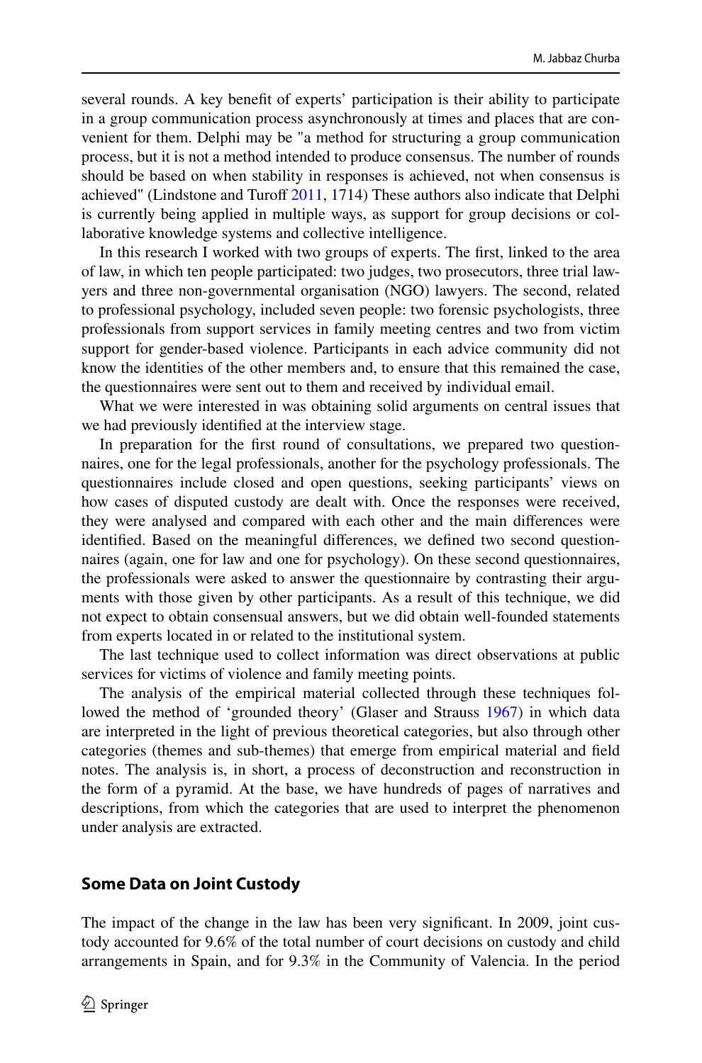several rounds. A key benefit of experts' participation is their ability to participate in a group communication process asynchronously at times and places that are convenient for them. Delphi may be "a method for structuring a group communication process, but it is not a method intended to produce consensus. The number of rounds should be based on when stability in responses is achieved, not when consensus is achieved" (Lindstone and Turoff 2011, 1714) These authors also indicate that Delphi is currently being applied in multiple ways, as support for group decisions or collaborative knowledge systems and collective intelligence.

In this research I worked with two groups of experts. The first, linked to the area of law, in which ten people participated: two judges, two prosecutors, three trial lawyers and three non-governmental organisation (NGO) lawyers. The second, related to professional psychology, included seven people: two forensic psychologists, three professionals from support services in family meeting centres and two from victim support for gender-based violence. Participants in each advice community did not know the identities of the other members and, to ensure that this remained the case, the questionnaires were sent out to them and received by individual email.

What we were interested in was obtaining solid arguments on central issues that we had previously identified at the interview stage.

In preparation for the first round of consultations, we prepared two questionnaires, one for the legal professionals, another for the psychology professionals. The questionnaires include closed and open questions, seeking participants' views on how cases of disputed custody are dealt with. Once the responses were received, they were analysed and compared with each other and the main differences were identified. Based on the meaningful differences, we defined two second questionnaires (again, one for law and one for psychology). On these second questionnaires, the professionals were asked to answer the questionnaire by contrasting their arguments with those given by other participants. As a result of this technique, we did not expect to obtain consensual answers, but we did obtain well-founded statements from experts located in or related to the institutional system.

The last technique used to collect information was direct observations at public services for victims of violence and family meeting points.

The analysis of the empirical material collected through these techniques followed the method of 'grounded theory' (Glaser and Strauss 1967) in which data are interpreted in the light of previous theoretical categories, but also through other categories (themes and sub-themes) that emerge from empirical material and field notes. The analysis is, in short, a process of deconstruction and reconstruction in the form of a pyramid. At the base, we have hundreds of pages of narratives and descriptions, from which the categories that are used to interpret the phenomenon under analysis are extracted.

## Some Data on Joint Custody

The impact of the change in the law has been very significant. In 2009, joint custody accounted for 9.6% of the total number of court decisions on custody and child arrangements in Spain, and for 9.3% in the Community of Valencia. In the period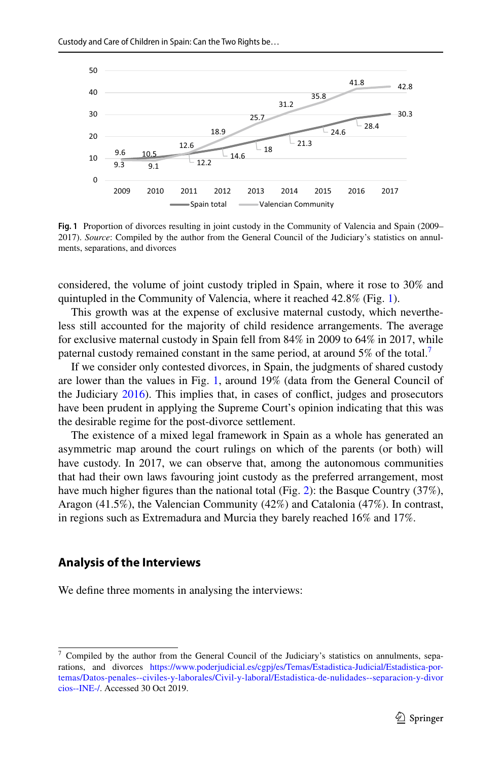| | 2009 | 2010 | 2011 | 2012 | 2013 | 2014 | 2015 | 2016 | 2017 |
|---|---|---|---|---|---|---|---|---|---|
| Spain total | 9.6 | 10.5 | 12.2 | 14.6 | 18 | 21.3 | 24.6 | 28.4 | 30.3 |
| Valencian Community | 9.3 | 9.1 | 12.6 | 18.9 | 25.7 | 31.2 | 35.8 | 41.8 | 42.8 |

**Fig. 1** Proportion of divorces resulting in joint custody in the Community of Valencia and Spain (2009–2017). *Source*: Compiled by the author from the General Council of the Judiciary's statistics on annulments, separations, and divorces

considered, the volume of joint custody tripled in Spain, where it rose to 30% and quintupled in the Community of Valencia, where it reached 42.8% (Fig. 1).

This growth was at the expense of exclusive maternal custody, which nevertheless still accounted for the majority of child residence arrangements. The average for exclusive maternal custody in Spain fell from 84% in 2009 to 64% in 2017, while paternal custody remained constant in the same period, at around 5% of the total.[7]

If we consider only contested divorces, in Spain, the judgments of shared custody are lower than the values in Fig. 1, around 19% (data from the General Council of the Judiciary 2016). This implies that, in cases of conflict, judges and prosecutors have been prudent in applying the Supreme Court's opinion indicating that this was the desirable regime for the post-divorce settlement.

The existence of a mixed legal framework in Spain as a whole has generated an asymmetric map around the court rulings on which of the parents (or both) will have custody. In 2017, we can observe that, among the autonomous communities that had their own laws favouring joint custody as the preferred arrangement, most have much higher figures than the national total (Fig. 2): the Basque Country (37%), Aragon (41.5%), the Valencian Community (42%) and Catalonia (47%). In contrast, in regions such as Extremadura and Murcia they barely reached 16% and 17%.

## Analysis of the Interviews

We define three moments in analysing the interviews:

[7] Compiled by the author from the General Council of the Judiciary's statistics on annulments, separations, and divorces https://www.poderjudicial.es/cgpj/es/Temas/Estadistica-Judicial/Estadistica-por-temas/Datos-penales--civiles-y-laborales/Civil-y-laboral/Estadistica-de-nulidades--separacion-y-divorcios--INE-/. Accessed 30 Oct 2019.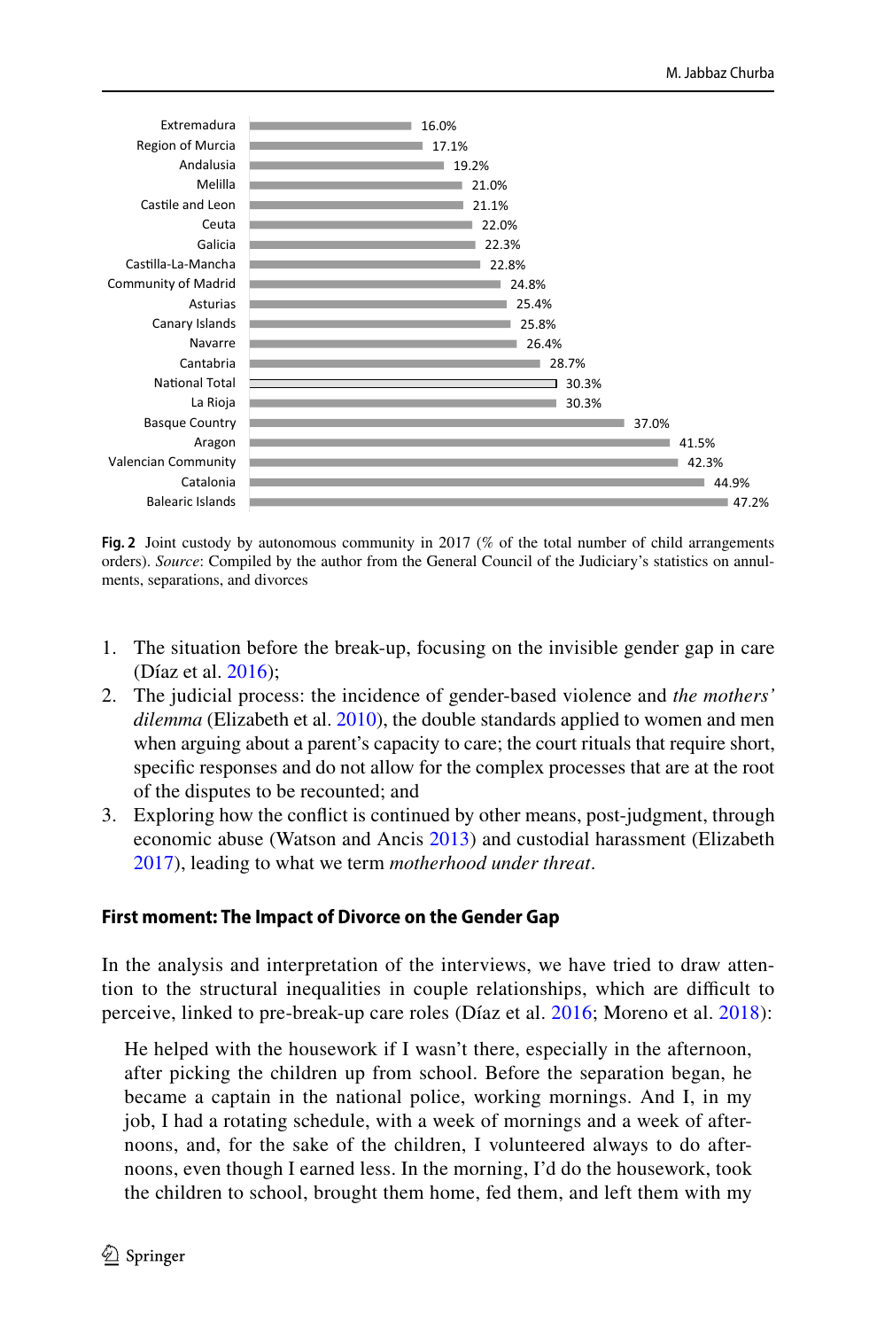| Autonomous community | Joint custody (%) |
|---|---|
| Extremadura | 16.0% |
| Region of Murcia | 17.1% |
| Andalusia | 19.2% |
| Melilla | 21.0% |
| Castile and Leon | 21.1% |
| Ceuta | 22.0% |
| Galicia | 22.3% |
| Castilla-La-Mancha | 22.8% |
| Community of Madrid | 24.8% |
| Asturias | 25.4% |
| Canary Islands | 25.8% |
| Navarre | 26.4% |
| Cantabria | 28.7% |
| National Total | 30.3% |
| La Rioja | 30.3% |
| Basque Country | 37.0% |
| Aragon | 41.5% |
| Valencian Community | 42.3% |
| Catalonia | 44.9% |
| Balearic Islands | 47.2% |

**Fig. 2** Joint custody by autonomous community in 2017 (% of the total number of child arrangements orders). *Source*: Compiled by the author from the General Council of the Judiciary's statistics on annulments, separations, and divorces

1. The situation before the break-up, focusing on the invisible gender gap in care (Díaz et al. 2016);
2. The judicial process: the incidence of gender-based violence and *the mothers' dilemma* (Elizabeth et al. 2010), the double standards applied to women and men when arguing about a parent's capacity to care; the court rituals that require short, specific responses and do not allow for the complex processes that are at the root of the disputes to be recounted; and
3. Exploring how the conflict is continued by other means, post-judgment, through economic abuse (Watson and Ancis 2013) and custodial harassment (Elizabeth 2017), leading to what we term *motherhood under threat*.

## First moment: The Impact of Divorce on the Gender Gap

In the analysis and interpretation of the interviews, we have tried to draw attention to the structural inequalities in couple relationships, which are difficult to perceive, linked to pre-break-up care roles (Díaz et al. 2016; Moreno et al. 2018):

> He helped with the housework if I wasn't there, especially in the afternoon, after picking the children up from school. Before the separation began, he became a captain in the national police, working mornings. And I, in my job, I had a rotating schedule, with a week of mornings and a week of afternoons, and, for the sake of the children, I volunteered always to do afternoons, even though I earned less. In the morning, I'd do the housework, took the children to school, brought them home, fed them, and left them with my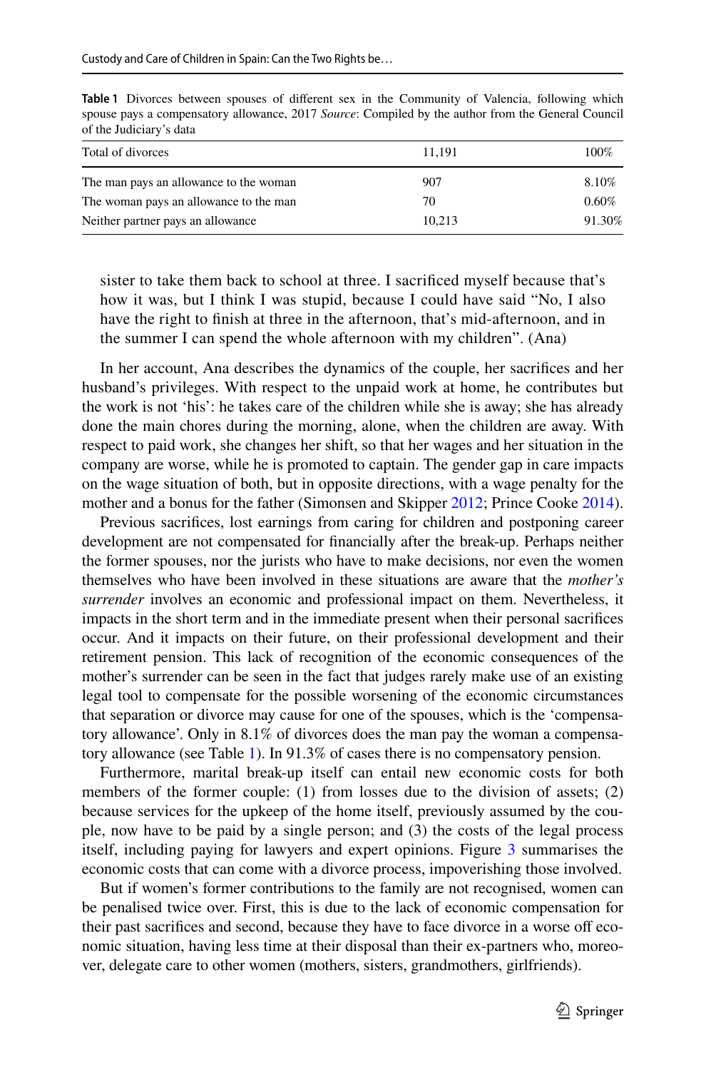**Table 1** Divorces between spouses of different sex in the Community of Valencia, following which spouse pays a compensatory allowance, 2017 *Source*: Compiled by the author from the General Council of the Judiciary's data

| Total of divorces | 11,191 | 100% |
|---|---|---|
| The man pays an allowance to the woman | 907 | 8.10% |
| The woman pays an allowance to the man | 70 | 0.60% |
| Neither partner pays an allowance | 10,213 | 91.30% |

> sister to take them back to school at three. I sacrificed myself because that's how it was, but I think I was stupid, because I could have said "No, I also have the right to finish at three in the afternoon, that's mid-afternoon, and in the summer I can spend the whole afternoon with my children". (Ana)

In her account, Ana describes the dynamics of the couple, her sacrifices and her husband's privileges. With respect to the unpaid work at home, he contributes but the work is not 'his': he takes care of the children while she is away; she has already done the main chores during the morning, alone, when the children are away. With respect to paid work, she changes her shift, so that her wages and her situation in the company are worse, while he is promoted to captain. The gender gap in care impacts on the wage situation of both, but in opposite directions, with a wage penalty for the mother and a bonus for the father (Simonsen and Skipper 2012; Prince Cooke 2014).

Previous sacrifices, lost earnings from caring for children and postponing career development are not compensated for financially after the break-up. Perhaps neither the former spouses, nor the jurists who have to make decisions, nor even the women themselves who have been involved in these situations are aware that the *mother's surrender* involves an economic and professional impact on them. Nevertheless, it impacts in the short term and in the immediate present when their personal sacrifices occur. And it impacts on their future, on their professional development and their retirement pension. This lack of recognition of the economic consequences of the mother's surrender can be seen in the fact that judges rarely make use of an existing legal tool to compensate for the possible worsening of the economic circumstances that separation or divorce may cause for one of the spouses, which is the 'compensatory allowance'. Only in 8.1% of divorces does the man pay the woman a compensatory allowance (see Table 1). In 91.3% of cases there is no compensatory pension.

Furthermore, marital break-up itself can entail new economic costs for both members of the former couple: (1) from losses due to the division of assets; (2) because services for the upkeep of the home itself, previously assumed by the couple, now have to be paid by a single person; and (3) the costs of the legal process itself, including paying for lawyers and expert opinions. Figure 3 summarises the economic costs that can come with a divorce process, impoverishing those involved.

But if women's former contributions to the family are not recognised, women can be penalised twice over. First, this is due to the lack of economic compensation for their past sacrifices and second, because they have to face divorce in a worse off economic situation, having less time at their disposal than their ex-partners who, moreover, delegate care to other women (mothers, sisters, grandmothers, girlfriends).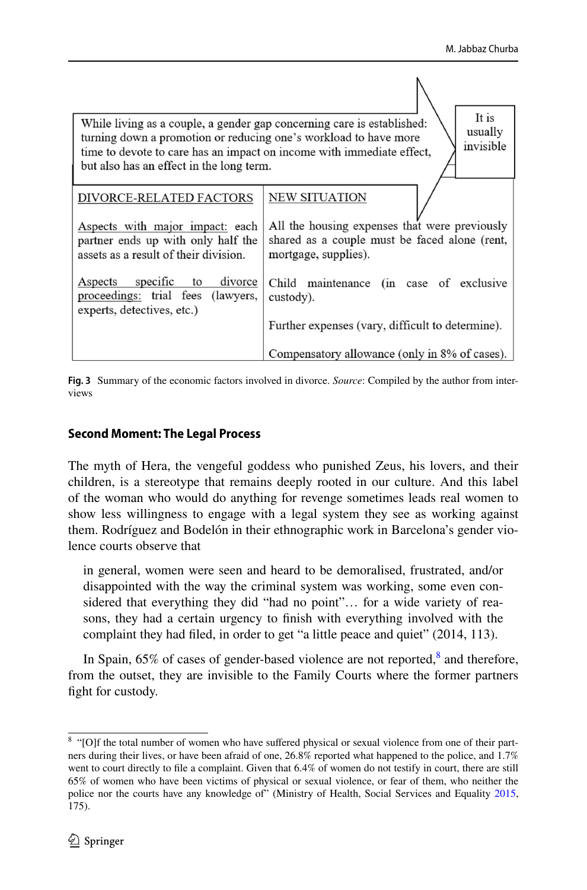While living as a couple, a gender gap concerning care is established: turning down a promotion or reducing one's workload to have more time to devote to care has an impact on income with immediate effect, but also has an effect in the long term.

It is usually invisible

| DIVORCE-RELATED FACTORS | NEW SITUATION |
|---|---|
| Aspects with major impact: each partner ends up with only half the assets as a result of their division. | All the housing expenses that were previously shared as a couple must be faced alone (rent, mortgage, supplies). |
| Aspects specific to divorce proceedings: trial fees (lawyers, experts, detectives, etc.) | Child maintenance (in case of exclusive custody). |
| | Further expenses (vary, difficult to determine). |
| | Compensatory allowance (only in 8% of cases). |

**Fig. 3** Summary of the economic factors involved in divorce. *Source*: Compiled by the author from interviews

## Second Moment: The Legal Process

The myth of Hera, the vengeful goddess who punished Zeus, his lovers, and their children, is a stereotype that remains deeply rooted in our culture. And this label of the woman who would do anything for revenge sometimes leads real women to show less willingness to engage with a legal system they see as working against them. Rodríguez and Bodelón in their ethnographic work in Barcelona's gender violence courts observe that

> in general, women were seen and heard to be demoralised, frustrated, and/or disappointed with the way the criminal system was working, some even considered that everything they did "had no point"… for a wide variety of reasons, they had a certain urgency to finish with everything involved with the complaint they had filed, in order to get "a little peace and quiet" (2014, 113).

In Spain, 65% of cases of gender-based violence are not reported,[8] and therefore, from the outset, they are invisible to the Family Courts where the former partners fight for custody.

[8] "[O]f the total number of women who have suffered physical or sexual violence from one of their partners during their lives, or have been afraid of one, 26.8% reported what happened to the police, and 1.7% went to court directly to file a complaint. Given that 6.4% of women do not testify in court, there are still 65% of women who have been victims of physical or sexual violence, or fear of them, who neither the police nor the courts have any knowledge of" (Ministry of Health, Social Services and Equality 2015, 175).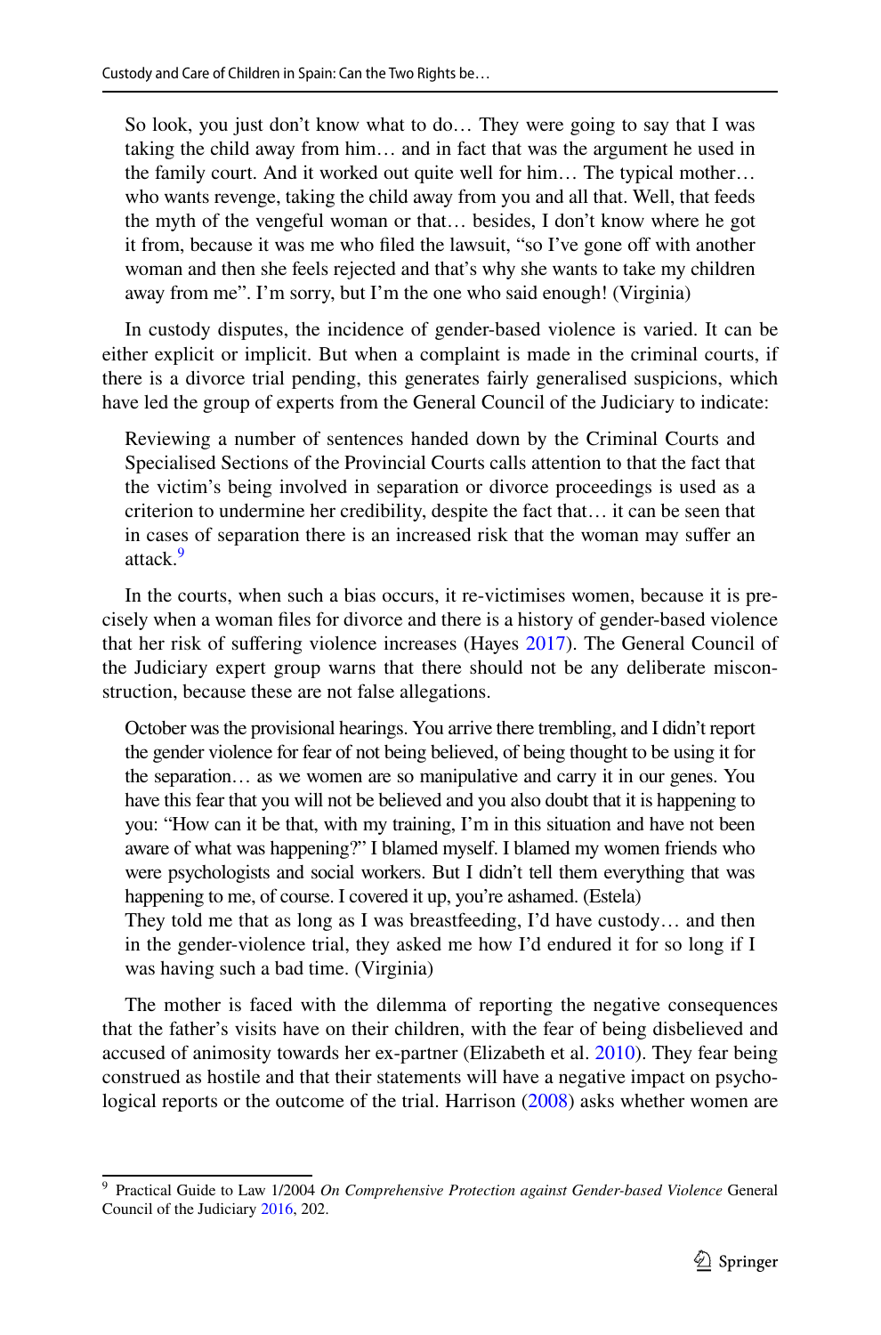> So look, you just don't know what to do… They were going to say that I was taking the child away from him… and in fact that was the argument he used in the family court. And it worked out quite well for him… The typical mother… who wants revenge, taking the child away from you and all that. Well, that feeds the myth of the vengeful woman or that… besides, I don't know where he got it from, because it was me who filed the lawsuit, "so I've gone off with another woman and then she feels rejected and that's why she wants to take my children away from me". I'm sorry, but I'm the one who said enough! (Virginia)

In custody disputes, the incidence of gender-based violence is varied. It can be either explicit or implicit. But when a complaint is made in the criminal courts, if there is a divorce trial pending, this generates fairly generalised suspicions, which have led the group of experts from the General Council of the Judiciary to indicate:

> Reviewing a number of sentences handed down by the Criminal Courts and Specialised Sections of the Provincial Courts calls attention to that the fact that the victim's being involved in separation or divorce proceedings is used as a criterion to undermine her credibility, despite the fact that… it can be seen that in cases of separation there is an increased risk that the woman may suffer an attack.[9]

In the courts, when such a bias occurs, it re-victimises women, because it is precisely when a woman files for divorce and there is a history of gender-based violence that her risk of suffering violence increases (Hayes 2017). The General Council of the Judiciary expert group warns that there should not be any deliberate misconstruction, because these are not false allegations.

> October was the provisional hearings. You arrive there trembling, and I didn't report the gender violence for fear of not being believed, of being thought to be using it for the separation… as we women are so manipulative and carry it in our genes. You have this fear that you will not be believed and you also doubt that it is happening to you: "How can it be that, with my training, I'm in this situation and have not been aware of what was happening?" I blamed myself. I blamed my women friends who were psychologists and social workers. But I didn't tell them everything that was happening to me, of course. I covered it up, you're ashamed. (Estela)
>
> They told me that as long as I was breastfeeding, I'd have custody… and then in the gender-violence trial, they asked me how I'd endured it for so long if I was having such a bad time. (Virginia)

The mother is faced with the dilemma of reporting the negative consequences that the father's visits have on their children, with the fear of being disbelieved and accused of animosity towards her ex-partner (Elizabeth et al. 2010). They fear being construed as hostile and that their statements will have a negative impact on psychological reports or the outcome of the trial. Harrison (2008) asks whether women are

[9] Practical Guide to Law 1/2004 *On Comprehensive Protection against Gender-based Violence* General Council of the Judiciary 2016, 202.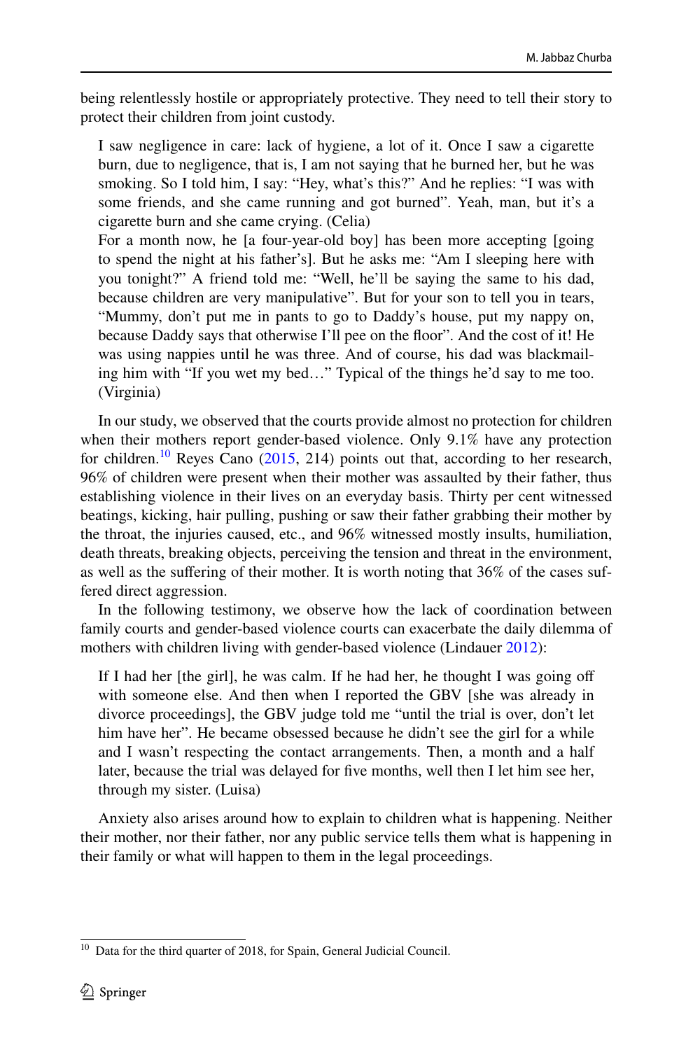being relentlessly hostile or appropriately protective. They need to tell their story to protect their children from joint custody.

> I saw negligence in care: lack of hygiene, a lot of it. Once I saw a cigarette burn, due to negligence, that is, I am not saying that he burned her, but he was smoking. So I told him, I say: "Hey, what's this?" And he replies: "I was with some friends, and she came running and got burned". Yeah, man, but it's a cigarette burn and she came crying. (Celia)
>
> For a month now, he [a four-year-old boy] has been more accepting [going to spend the night at his father's]. But he asks me: "Am I sleeping here with you tonight?" A friend told me: "Well, he'll be saying the same to his dad, because children are very manipulative". But for your son to tell you in tears, "Mummy, don't put me in pants to go to Daddy's house, put my nappy on, because Daddy says that otherwise I'll pee on the floor". And the cost of it! He was using nappies until he was three. And of course, his dad was blackmailing him with "If you wet my bed…" Typical of the things he'd say to me too. (Virginia)

In our study, we observed that the courts provide almost no protection for children when their mothers report gender-based violence. Only 9.1% have any protection for children.[10] Reyes Cano (2015, 214) points out that, according to her research, 96% of children were present when their mother was assaulted by their father, thus establishing violence in their lives on an everyday basis. Thirty per cent witnessed beatings, kicking, hair pulling, pushing or saw their father grabbing their mother by the throat, the injuries caused, etc., and 96% witnessed mostly insults, humiliation, death threats, breaking objects, perceiving the tension and threat in the environment, as well as the suffering of their mother. It is worth noting that 36% of the cases suffered direct aggression.

In the following testimony, we observe how the lack of coordination between family courts and gender-based violence courts can exacerbate the daily dilemma of mothers with children living with gender-based violence (Lindauer 2012):

> If I had her [the girl], he was calm. If he had her, he thought I was going off with someone else. And then when I reported the GBV [she was already in divorce proceedings], the GBV judge told me "until the trial is over, don't let him have her". He became obsessed because he didn't see the girl for a while and I wasn't respecting the contact arrangements. Then, a month and a half later, because the trial was delayed for five months, well then I let him see her, through my sister. (Luisa)

Anxiety also arises around how to explain to children what is happening. Neither their mother, nor their father, nor any public service tells them what is happening in their family or what will happen to them in the legal proceedings.

---

[10] Data for the third quarter of 2018, for Spain, General Judicial Council.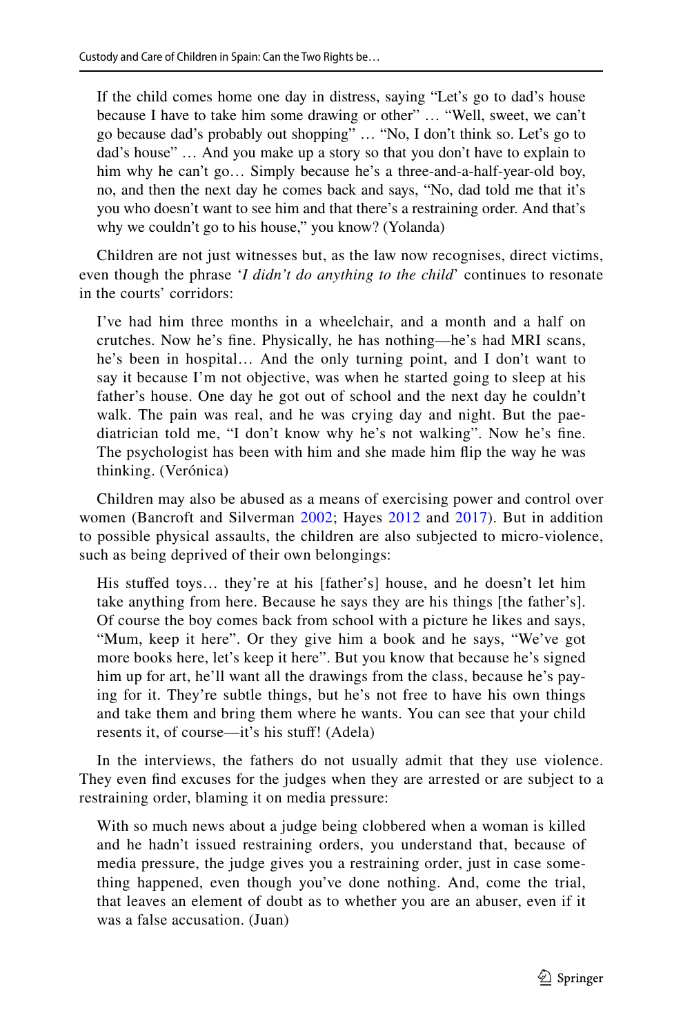> If the child comes home one day in distress, saying "Let's go to dad's house because I have to take him some drawing or other" … "Well, sweet, we can't go because dad's probably out shopping" … "No, I don't think so. Let's go to dad's house" … And you make up a story so that you don't have to explain to him why he can't go… Simply because he's a three-and-a-half-year-old boy, no, and then the next day he comes back and says, "No, dad told me that it's you who doesn't want to see him and that there's a restraining order. And that's why we couldn't go to his house," you know? (Yolanda)

Children are not just witnesses but, as the law now recognises, direct victims, even though the phrase '*I didn't do anything to the child*' continues to resonate in the courts' corridors:

> I've had him three months in a wheelchair, and a month and a half on crutches. Now he's fine. Physically, he has nothing—he's had MRI scans, he's been in hospital… And the only turning point, and I don't want to say it because I'm not objective, was when he started going to sleep at his father's house. One day he got out of school and the next day he couldn't walk. The pain was real, and he was crying day and night. But the paediatrician told me, "I don't know why he's not walking". Now he's fine. The psychologist has been with him and she made him flip the way he was thinking. (Verónica)

Children may also be abused as a means of exercising power and control over women (Bancroft and Silverman 2002; Hayes 2012 and 2017). But in addition to possible physical assaults, the children are also subjected to micro-violence, such as being deprived of their own belongings:

> His stuffed toys… they're at his [father's] house, and he doesn't let him take anything from here. Because he says they are his things [the father's]. Of course the boy comes back from school with a picture he likes and says, "Mum, keep it here". Or they give him a book and he says, "We've got more books here, let's keep it here". But you know that because he's signed him up for art, he'll want all the drawings from the class, because he's paying for it. They're subtle things, but he's not free to have his own things and take them and bring them where he wants. You can see that your child resents it, of course—it's his stuff! (Adela)

In the interviews, the fathers do not usually admit that they use violence. They even find excuses for the judges when they are arrested or are subject to a restraining order, blaming it on media pressure:

> With so much news about a judge being clobbered when a woman is killed and he hadn't issued restraining orders, you understand that, because of media pressure, the judge gives you a restraining order, just in case something happened, even though you've done nothing. And, come the trial, that leaves an element of doubt as to whether you are an abuser, even if it was a false accusation. (Juan)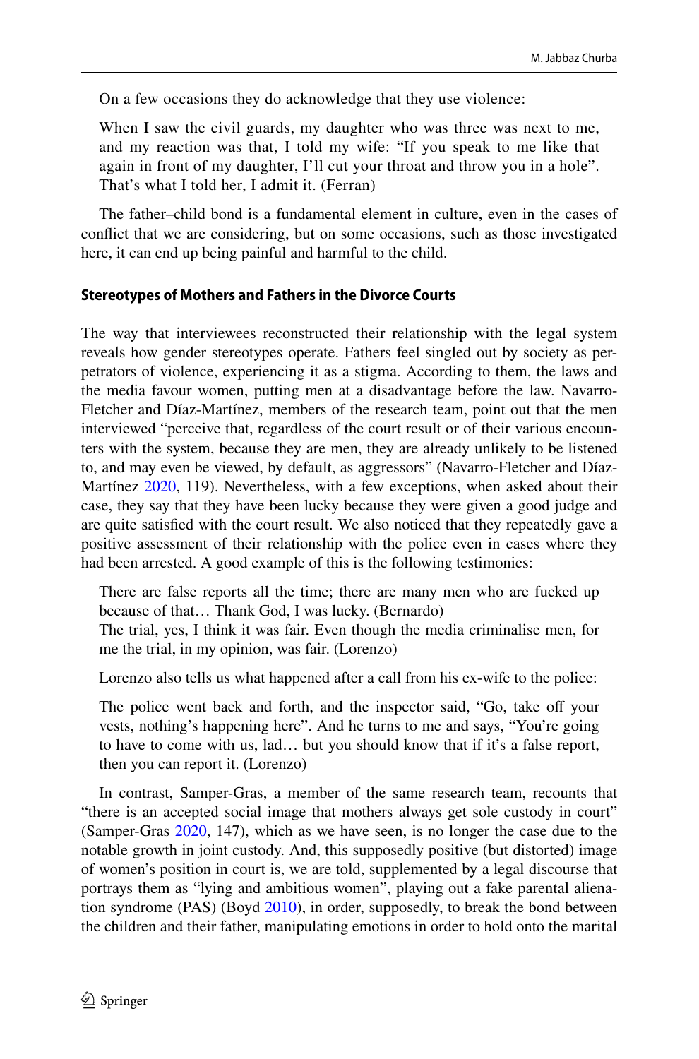On a few occasions they do acknowledge that they use violence:

> When I saw the civil guards, my daughter who was three was next to me, and my reaction was that, I told my wife: "If you speak to me like that again in front of my daughter, I'll cut your throat and throw you in a hole". That's what I told her, I admit it. (Ferran)

The father–child bond is a fundamental element in culture, even in the cases of conflict that we are considering, but on some occasions, such as those investigated here, it can end up being painful and harmful to the child.

#### Stereotypes of Mothers and Fathers in the Divorce Courts

The way that interviewees reconstructed their relationship with the legal system reveals how gender stereotypes operate. Fathers feel singled out by society as perpetrators of violence, experiencing it as a stigma. According to them, the laws and the media favour women, putting men at a disadvantage before the law. Navarro-Fletcher and Díaz-Martínez, members of the research team, point out that the men interviewed "perceive that, regardless of the court result or of their various encounters with the system, because they are men, they are already unlikely to be listened to, and may even be viewed, by default, as aggressors" (Navarro-Fletcher and Díaz-Martínez 2020, 119). Nevertheless, with a few exceptions, when asked about their case, they say that they have been lucky because they were given a good judge and are quite satisfied with the court result. We also noticed that they repeatedly gave a positive assessment of their relationship with the police even in cases where they had been arrested. A good example of this is the following testimonies:

> There are false reports all the time; there are many men who are fucked up because of that… Thank God, I was lucky. (Bernardo)
> The trial, yes, I think it was fair. Even though the media criminalise men, for me the trial, in my opinion, was fair. (Lorenzo)

Lorenzo also tells us what happened after a call from his ex-wife to the police:

> The police went back and forth, and the inspector said, "Go, take off your vests, nothing's happening here". And he turns to me and says, "You're going to have to come with us, lad… but you should know that if it's a false report, then you can report it. (Lorenzo)

In contrast, Samper-Gras, a member of the same research team, recounts that "there is an accepted social image that mothers always get sole custody in court" (Samper-Gras 2020, 147), which as we have seen, is no longer the case due to the notable growth in joint custody. And, this supposedly positive (but distorted) image of women's position in court is, we are told, supplemented by a legal discourse that portrays them as "lying and ambitious women", playing out a fake parental alienation syndrome (PAS) (Boyd 2010), in order, supposedly, to break the bond between the children and their father, manipulating emotions in order to hold onto the marital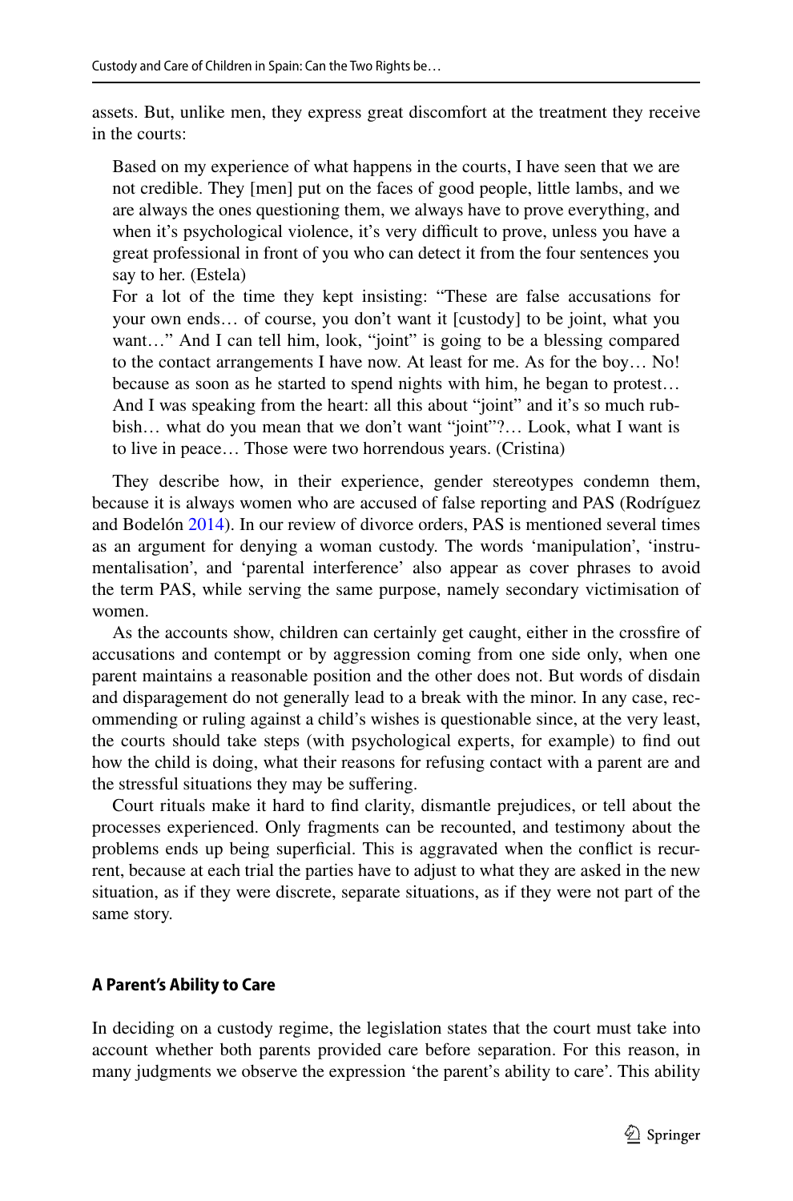assets. But, unlike men, they express great discomfort at the treatment they receive in the courts:

> Based on my experience of what happens in the courts, I have seen that we are not credible. They [men] put on the faces of good people, little lambs, and we are always the ones questioning them, we always have to prove everything, and when it's psychological violence, it's very difficult to prove, unless you have a great professional in front of you who can detect it from the four sentences you say to her. (Estela)
>
> For a lot of the time they kept insisting: "These are false accusations for your own ends… of course, you don't want it [custody] to be joint, what you want…" And I can tell him, look, "joint" is going to be a blessing compared to the contact arrangements I have now. At least for me. As for the boy… No! because as soon as he started to spend nights with him, he began to protest… And I was speaking from the heart: all this about "joint" and it's so much rubbish… what do you mean that we don't want "joint"?… Look, what I want is to live in peace… Those were two horrendous years. (Cristina)

They describe how, in their experience, gender stereotypes condemn them, because it is always women who are accused of false reporting and PAS (Rodríguez and Bodelón 2014). In our review of divorce orders, PAS is mentioned several times as an argument for denying a woman custody. The words 'manipulation', 'instrumentalisation', and 'parental interference' also appear as cover phrases to avoid the term PAS, while serving the same purpose, namely secondary victimisation of women.

As the accounts show, children can certainly get caught, either in the crossfire of accusations and contempt or by aggression coming from one side only, when one parent maintains a reasonable position and the other does not. But words of disdain and disparagement do not generally lead to a break with the minor. In any case, recommending or ruling against a child's wishes is questionable since, at the very least, the courts should take steps (with psychological experts, for example) to find out how the child is doing, what their reasons for refusing contact with a parent are and the stressful situations they may be suffering.

Court rituals make it hard to find clarity, dismantle prejudices, or tell about the processes experienced. Only fragments can be recounted, and testimony about the problems ends up being superficial. This is aggravated when the conflict is recurrent, because at each trial the parties have to adjust to what they are asked in the new situation, as if they were discrete, separate situations, as if they were not part of the same story.

### A Parent's Ability to Care

In deciding on a custody regime, the legislation states that the court must take into account whether both parents provided care before separation. For this reason, in many judgments we observe the expression 'the parent's ability to care'. This ability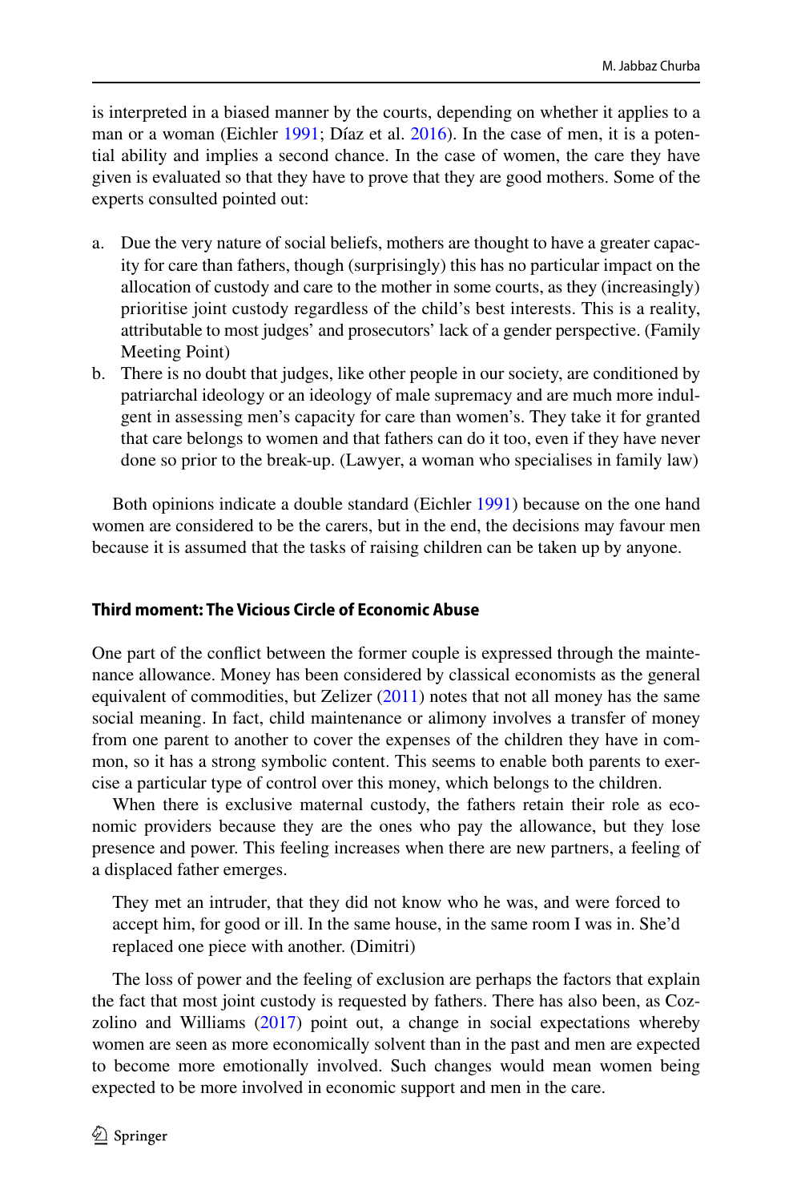is interpreted in a biased manner by the courts, depending on whether it applies to a man or a woman (Eichler 1991; Díaz et al. 2016). In the case of men, it is a potential ability and implies a second chance. In the case of women, the care they have given is evaluated so that they have to prove that they are good mothers. Some of the experts consulted pointed out:

a. Due the very nature of social beliefs, mothers are thought to have a greater capacity for care than fathers, though (surprisingly) this has no particular impact on the allocation of custody and care to the mother in some courts, as they (increasingly) prioritise joint custody regardless of the child's best interests. This is a reality, attributable to most judges' and prosecutors' lack of a gender perspective. (Family Meeting Point)
b. There is no doubt that judges, like other people in our society, are conditioned by patriarchal ideology or an ideology of male supremacy and are much more indulgent in assessing men's capacity for care than women's. They take it for granted that care belongs to women and that fathers can do it too, even if they have never done so prior to the break-up. (Lawyer, a woman who specialises in family law)

Both opinions indicate a double standard (Eichler 1991) because on the one hand women are considered to be the carers, but in the end, the decisions may favour men because it is assumed that the tasks of raising children can be taken up by anyone.

#### Third moment: The Vicious Circle of Economic Abuse

One part of the conflict between the former couple is expressed through the maintenance allowance. Money has been considered by classical economists as the general equivalent of commodities, but Zelizer (2011) notes that not all money has the same social meaning. In fact, child maintenance or alimony involves a transfer of money from one parent to another to cover the expenses of the children they have in common, so it has a strong symbolic content. This seems to enable both parents to exercise a particular type of control over this money, which belongs to the children.

When there is exclusive maternal custody, the fathers retain their role as economic providers because they are the ones who pay the allowance, but they lose presence and power. This feeling increases when there are new partners, a feeling of a displaced father emerges.

> They met an intruder, that they did not know who he was, and were forced to accept him, for good or ill. In the same house, in the same room I was in. She'd replaced one piece with another. (Dimitri)

The loss of power and the feeling of exclusion are perhaps the factors that explain the fact that most joint custody is requested by fathers. There has also been, as Cozzolino and Williams (2017) point out, a change in social expectations whereby women are seen as more economically solvent than in the past and men are expected to become more emotionally involved. Such changes would mean women being expected to be more involved in economic support and men in the care.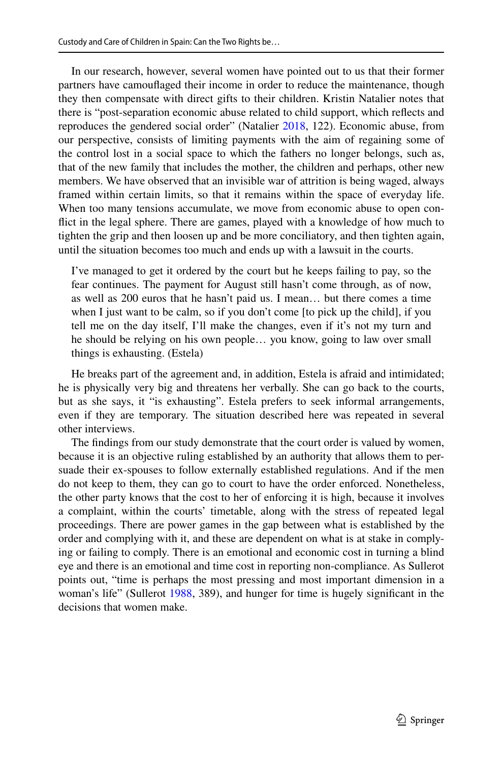In our research, however, several women have pointed out to us that their former partners have camouflaged their income in order to reduce the maintenance, though they then compensate with direct gifts to their children. Kristin Natalier notes that there is "post-separation economic abuse related to child support, which reflects and reproduces the gendered social order" (Natalier 2018, 122). Economic abuse, from our perspective, consists of limiting payments with the aim of regaining some of the control lost in a social space to which the fathers no longer belongs, such as, that of the new family that includes the mother, the children and perhaps, other new members. We have observed that an invisible war of attrition is being waged, always framed within certain limits, so that it remains within the space of everyday life. When too many tensions accumulate, we move from economic abuse to open conflict in the legal sphere. There are games, played with a knowledge of how much to tighten the grip and then loosen up and be more conciliatory, and then tighten again, until the situation becomes too much and ends up with a lawsuit in the courts.

> I've managed to get it ordered by the court but he keeps failing to pay, so the fear continues. The payment for August still hasn't come through, as of now, as well as 200 euros that he hasn't paid us. I mean… but there comes a time when I just want to be calm, so if you don't come [to pick up the child], if you tell me on the day itself, I'll make the changes, even if it's not my turn and he should be relying on his own people… you know, going to law over small things is exhausting. (Estela)

He breaks part of the agreement and, in addition, Estela is afraid and intimidated; he is physically very big and threatens her verbally. She can go back to the courts, but as she says, it "is exhausting". Estela prefers to seek informal arrangements, even if they are temporary. The situation described here was repeated in several other interviews.

The findings from our study demonstrate that the court order is valued by women, because it is an objective ruling established by an authority that allows them to persuade their ex-spouses to follow externally established regulations. And if the men do not keep to them, they can go to court to have the order enforced. Nonetheless, the other party knows that the cost to her of enforcing it is high, because it involves a complaint, within the courts' timetable, along with the stress of repeated legal proceedings. There are power games in the gap between what is established by the order and complying with it, and these are dependent on what is at stake in complying or failing to comply. There is an emotional and economic cost in turning a blind eye and there is an emotional and time cost in reporting non-compliance. As Sullerot points out, "time is perhaps the most pressing and most important dimension in a woman's life" (Sullerot 1988, 389), and hunger for time is hugely significant in the decisions that women make.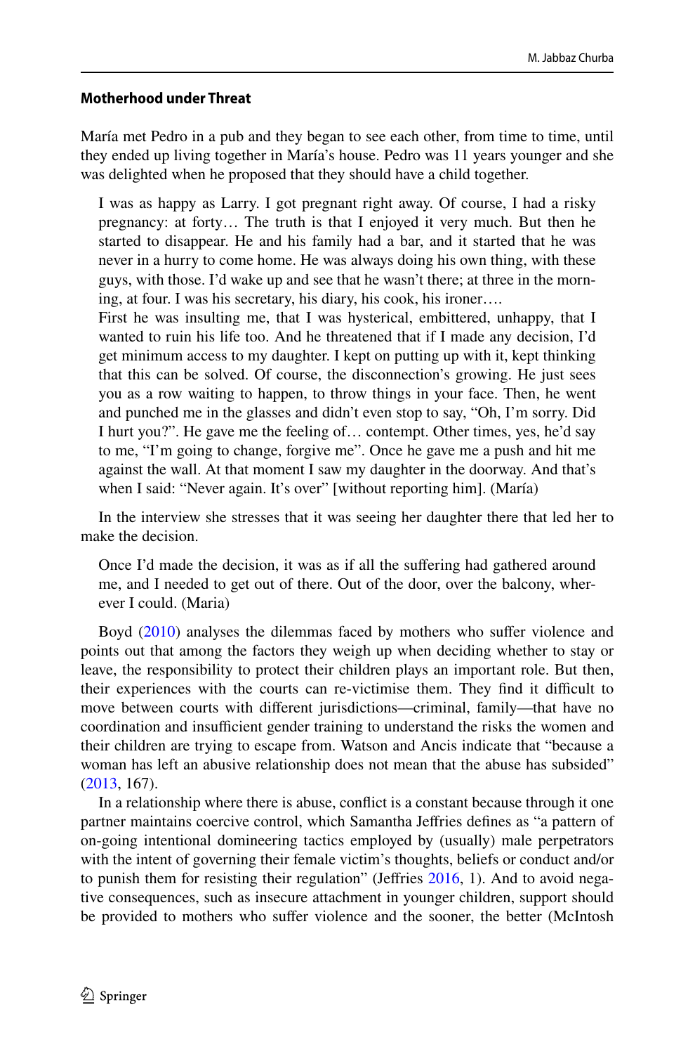### Motherhood under Threat

María met Pedro in a pub and they began to see each other, from time to time, until they ended up living together in María's house. Pedro was 11 years younger and she was delighted when he proposed that they should have a child together.

> I was as happy as Larry. I got pregnant right away. Of course, I had a risky pregnancy: at forty… The truth is that I enjoyed it very much. But then he started to disappear. He and his family had a bar, and it started that he was never in a hurry to come home. He was always doing his own thing, with these guys, with those. I'd wake up and see that he wasn't there; at three in the morning, at four. I was his secretary, his diary, his cook, his ironer….
>
> First he was insulting me, that I was hysterical, embittered, unhappy, that I wanted to ruin his life too. And he threatened that if I made any decision, I'd get minimum access to my daughter. I kept on putting up with it, kept thinking that this can be solved. Of course, the disconnection's growing. He just sees you as a row waiting to happen, to throw things in your face. Then, he went and punched me in the glasses and didn't even stop to say, "Oh, I'm sorry. Did I hurt you?". He gave me the feeling of… contempt. Other times, yes, he'd say to me, "I'm going to change, forgive me". Once he gave me a push and hit me against the wall. At that moment I saw my daughter in the doorway. And that's when I said: "Never again. It's over" [without reporting him]. (María)

In the interview she stresses that it was seeing her daughter there that led her to make the decision.

> Once I'd made the decision, it was as if all the suffering had gathered around me, and I needed to get out of there. Out of the door, over the balcony, wherever I could. (Maria)

Boyd (2010) analyses the dilemmas faced by mothers who suffer violence and points out that among the factors they weigh up when deciding whether to stay or leave, the responsibility to protect their children plays an important role. But then, their experiences with the courts can re-victimise them. They find it difficult to move between courts with different jurisdictions—criminal, family—that have no coordination and insufficient gender training to understand the risks the women and their children are trying to escape from. Watson and Ancis indicate that "because a woman has left an abusive relationship does not mean that the abuse has subsided" (2013, 167).

In a relationship where there is abuse, conflict is a constant because through it one partner maintains coercive control, which Samantha Jeffries defines as "a pattern of on-going intentional domineering tactics employed by (usually) male perpetrators with the intent of governing their female victim's thoughts, beliefs or conduct and/or to punish them for resisting their regulation" (Jeffries 2016, 1). And to avoid negative consequences, such as insecure attachment in younger children, support should be provided to mothers who suffer violence and the sooner, the better (McIntosh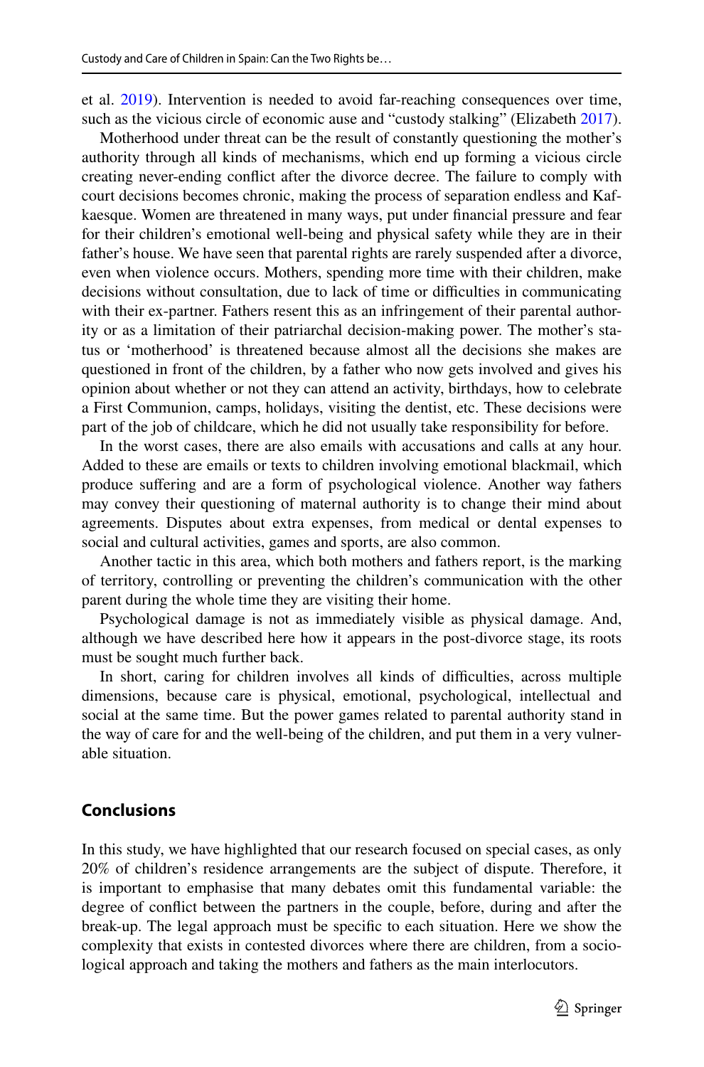et al. 2019). Intervention is needed to avoid far-reaching consequences over time, such as the vicious circle of economic ause and "custody stalking" (Elizabeth 2017).

Motherhood under threat can be the result of constantly questioning the mother's authority through all kinds of mechanisms, which end up forming a vicious circle creating never-ending conflict after the divorce decree. The failure to comply with court decisions becomes chronic, making the process of separation endless and Kafkaesque. Women are threatened in many ways, put under financial pressure and fear for their children's emotional well-being and physical safety while they are in their father's house. We have seen that parental rights are rarely suspended after a divorce, even when violence occurs. Mothers, spending more time with their children, make decisions without consultation, due to lack of time or difficulties in communicating with their ex-partner. Fathers resent this as an infringement of their parental authority or as a limitation of their patriarchal decision-making power. The mother's status or 'motherhood' is threatened because almost all the decisions she makes are questioned in front of the children, by a father who now gets involved and gives his opinion about whether or not they can attend an activity, birthdays, how to celebrate a First Communion, camps, holidays, visiting the dentist, etc. These decisions were part of the job of childcare, which he did not usually take responsibility for before.

In the worst cases, there are also emails with accusations and calls at any hour. Added to these are emails or texts to children involving emotional blackmail, which produce suffering and are a form of psychological violence. Another way fathers may convey their questioning of maternal authority is to change their mind about agreements. Disputes about extra expenses, from medical or dental expenses to social and cultural activities, games and sports, are also common.

Another tactic in this area, which both mothers and fathers report, is the marking of territory, controlling or preventing the children's communication with the other parent during the whole time they are visiting their home.

Psychological damage is not as immediately visible as physical damage. And, although we have described here how it appears in the post-divorce stage, its roots must be sought much further back.

In short, caring for children involves all kinds of difficulties, across multiple dimensions, because care is physical, emotional, psychological, intellectual and social at the same time. But the power games related to parental authority stand in the way of care for and the well-being of the children, and put them in a very vulnerable situation.

## Conclusions

In this study, we have highlighted that our research focused on special cases, as only 20% of children's residence arrangements are the subject of dispute. Therefore, it is important to emphasise that many debates omit this fundamental variable: the degree of conflict between the partners in the couple, before, during and after the break-up. The legal approach must be specific to each situation. Here we show the complexity that exists in contested divorces where there are children, from a sociological approach and taking the mothers and fathers as the main interlocutors.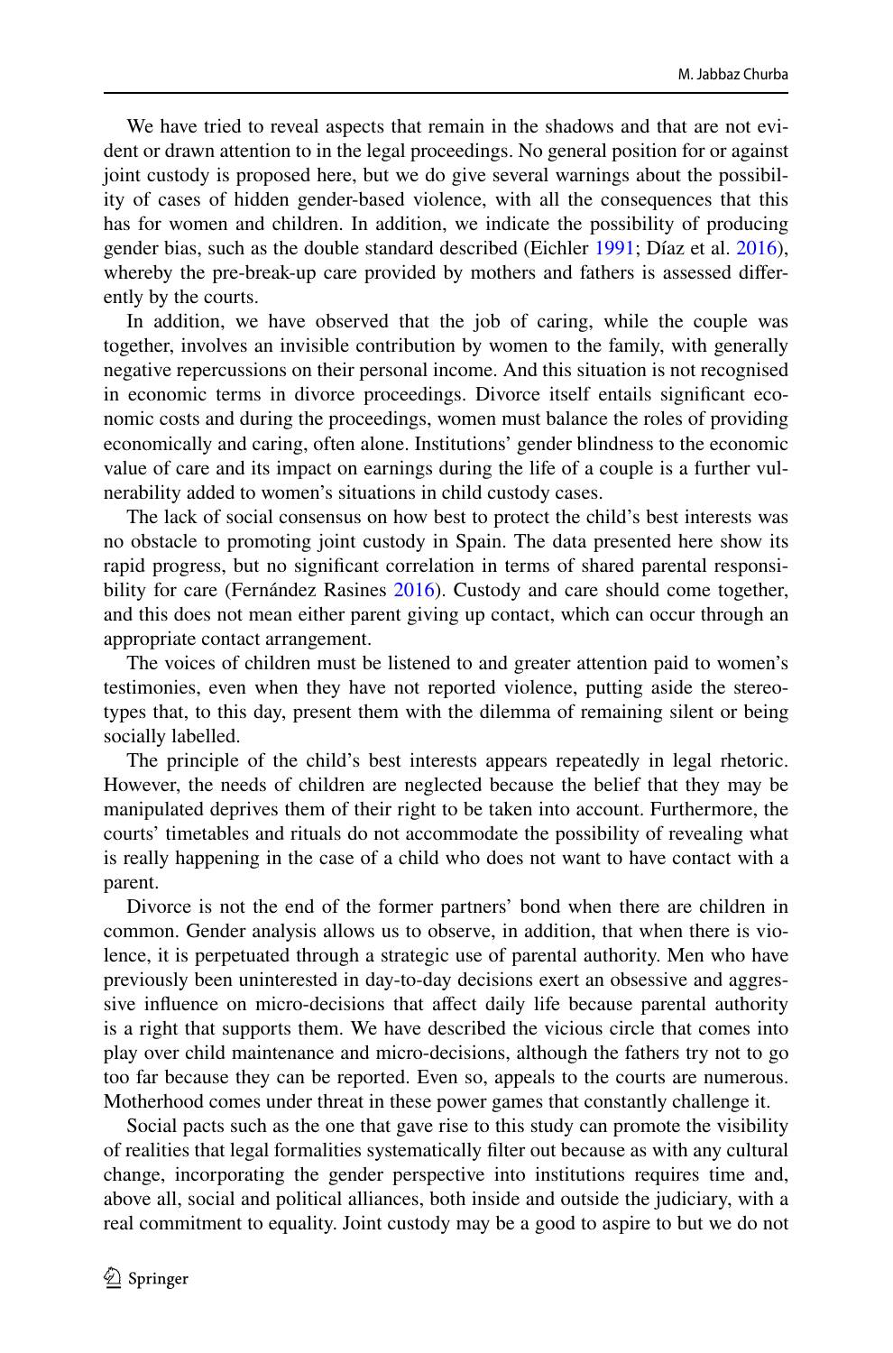We have tried to reveal aspects that remain in the shadows and that are not evident or drawn attention to in the legal proceedings. No general position for or against joint custody is proposed here, but we do give several warnings about the possibility of cases of hidden gender-based violence, with all the consequences that this has for women and children. In addition, we indicate the possibility of producing gender bias, such as the double standard described (Eichler 1991; Díaz et al. 2016), whereby the pre-break-up care provided by mothers and fathers is assessed differently by the courts.

In addition, we have observed that the job of caring, while the couple was together, involves an invisible contribution by women to the family, with generally negative repercussions on their personal income. And this situation is not recognised in economic terms in divorce proceedings. Divorce itself entails significant economic costs and during the proceedings, women must balance the roles of providing economically and caring, often alone. Institutions' gender blindness to the economic value of care and its impact on earnings during the life of a couple is a further vulnerability added to women's situations in child custody cases.

The lack of social consensus on how best to protect the child's best interests was no obstacle to promoting joint custody in Spain. The data presented here show its rapid progress, but no significant correlation in terms of shared parental responsibility for care (Fernández Rasines 2016). Custody and care should come together, and this does not mean either parent giving up contact, which can occur through an appropriate contact arrangement.

The voices of children must be listened to and greater attention paid to women's testimonies, even when they have not reported violence, putting aside the stereotypes that, to this day, present them with the dilemma of remaining silent or being socially labelled.

The principle of the child's best interests appears repeatedly in legal rhetoric. However, the needs of children are neglected because the belief that they may be manipulated deprives them of their right to be taken into account. Furthermore, the courts' timetables and rituals do not accommodate the possibility of revealing what is really happening in the case of a child who does not want to have contact with a parent.

Divorce is not the end of the former partners' bond when there are children in common. Gender analysis allows us to observe, in addition, that when there is violence, it is perpetuated through a strategic use of parental authority. Men who have previously been uninterested in day-to-day decisions exert an obsessive and aggressive influence on micro-decisions that affect daily life because parental authority is a right that supports them. We have described the vicious circle that comes into play over child maintenance and micro-decisions, although the fathers try not to go too far because they can be reported. Even so, appeals to the courts are numerous. Motherhood comes under threat in these power games that constantly challenge it.

Social pacts such as the one that gave rise to this study can promote the visibility of realities that legal formalities systematically filter out because as with any cultural change, incorporating the gender perspective into institutions requires time and, above all, social and political alliances, both inside and outside the judiciary, with a real commitment to equality. Joint custody may be a good to aspire to but we do not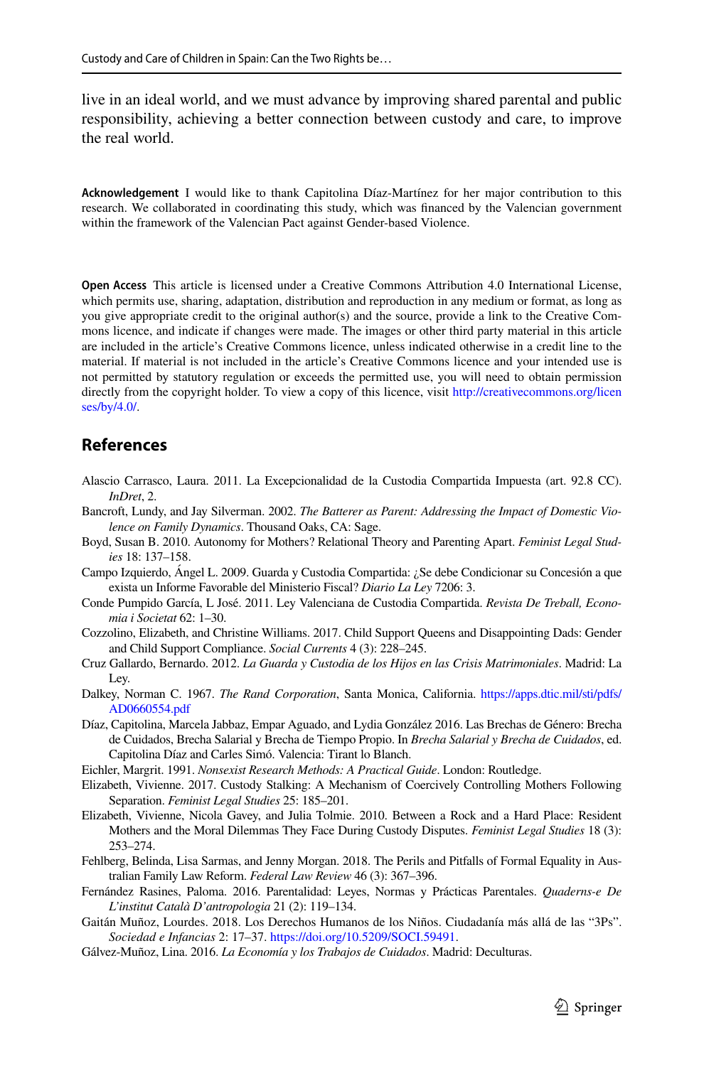live in an ideal world, and we must advance by improving shared parental and public responsibility, achieving a better connection between custody and care, to improve the real world.

**Acknowledgement** I would like to thank Capitolina Díaz-Martínez for her major contribution to this research. We collaborated in coordinating this study, which was financed by the Valencian government within the framework of the Valencian Pact against Gender-based Violence.

**Open Access** This article is licensed under a Creative Commons Attribution 4.0 International License, which permits use, sharing, adaptation, distribution and reproduction in any medium or format, as long as you give appropriate credit to the original author(s) and the source, provide a link to the Creative Commons licence, and indicate if changes were made. The images or other third party material in this article are included in the article's Creative Commons licence, unless indicated otherwise in a credit line to the material. If material is not included in the article's Creative Commons licence and your intended use is not permitted by statutory regulation or exceeds the permitted use, you will need to obtain permission directly from the copyright holder. To view a copy of this licence, visit http://creativecommons.org/licenses/by/4.0/.

## References

Alascio Carrasco, Laura. 2011. La Excepcionalidad de la Custodia Compartida Impuesta (art. 92.8 CC). *InDret*, 2.

Bancroft, Lundy, and Jay Silverman. 2002. *The Batterer as Parent: Addressing the Impact of Domestic Violence on Family Dynamics*. Thousand Oaks, CA: Sage.

Boyd, Susan B. 2010. Autonomy for Mothers? Relational Theory and Parenting Apart. *Feminist Legal Studies* 18: 137–158.

Campo Izquierdo, Ángel L. 2009. Guarda y Custodia Compartida: ¿Se debe Condicionar su Concesión a que exista un Informe Favorable del Ministerio Fiscal? *Diario La Ley* 7206: 3.

Conde Pumpido García, L José. 2011. Ley Valenciana de Custodia Compartida. *Revista De Treball, Economia i Societat* 62: 1–30.

Cozzolino, Elizabeth, and Christine Williams. 2017. Child Support Queens and Disappointing Dads: Gender and Child Support Compliance. *Social Currents* 4 (3): 228–245.

Cruz Gallardo, Bernardo. 2012. *La Guarda y Custodia de los Hijos en las Crisis Matrimoniales*. Madrid: La Ley.

Dalkey, Norman C. 1967. *The Rand Corporation*, Santa Monica, California. https://apps.dtic.mil/sti/pdfs/AD0660554.pdf

Díaz, Capitolina, Marcela Jabbaz, Empar Aguado, and Lydia González 2016. Las Brechas de Género: Brecha de Cuidados, Brecha Salarial y Brecha de Tiempo Propio. In *Brecha Salarial y Brecha de Cuidados*, ed. Capitolina Díaz and Carles Simó. Valencia: Tirant lo Blanch.

Eichler, Margrit. 1991. *Nonsexist Research Methods: A Practical Guide*. London: Routledge.

Elizabeth, Vivienne. 2017. Custody Stalking: A Mechanism of Coercively Controlling Mothers Following Separation. *Feminist Legal Studies* 25: 185–201.

Elizabeth, Vivienne, Nicola Gavey, and Julia Tolmie. 2010. Between a Rock and a Hard Place: Resident Mothers and the Moral Dilemmas They Face During Custody Disputes. *Feminist Legal Studies* 18 (3): 253–274.

Fehlberg, Belinda, Lisa Sarmas, and Jenny Morgan. 2018. The Perils and Pitfalls of Formal Equality in Australian Family Law Reform. *Federal Law Review* 46 (3): 367–396.

Fernández Rasines, Paloma. 2016. Parentalidad: Leyes, Normas y Prácticas Parentales. *Quaderns-e De L'institut Català D'antropologia* 21 (2): 119–134.

Gaitán Muñoz, Lourdes. 2018. Los Derechos Humanos de los Niños. Ciudadanía más allá de las "3Ps". *Sociedad e Infancias* 2: 17–37. https://doi.org/10.5209/SOCI.59491.

Gálvez-Muñoz, Lina. 2016. *La Economía y los Trabajos de Cuidados*. Madrid: Deculturas.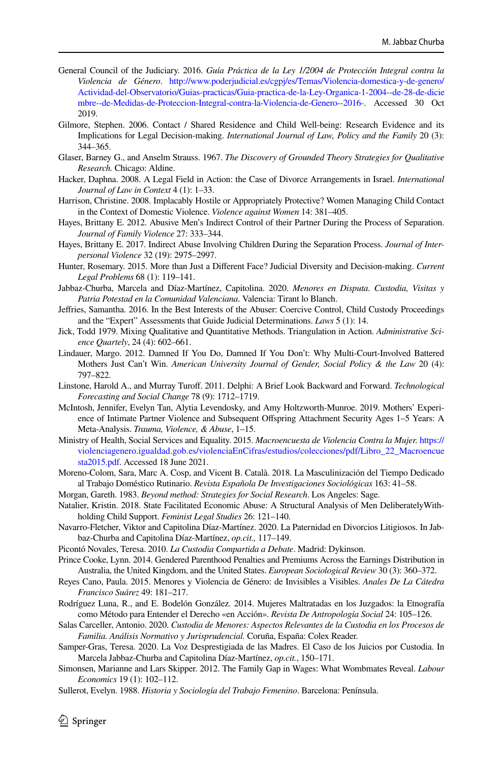General Council of the Judiciary. 2016. *Guía Práctica de la Ley 1/2004 de Protección Integral contra la Violencia de Género*. http://www.poderjudicial.es/cgpj/es/Temas/Violencia-domestica-y-de-genero/Actividad-del-Observatorio/Guias-practicas/Guia-practica-de-la-Ley-Organica-1-2004--de-28-de-diciembre--de-Medidas-de-Proteccion-Integral-contra-la-Violencia-de-Genero--2016-. Accessed 30 Oct 2019.

Gilmore, Stephen. 2006. Contact / Shared Residence and Child Well-being: Research Evidence and its Implications for Legal Decision-making. *International Journal of Law, Policy and the Family* 20 (3): 344–365.

Glaser, Barney G., and Anselm Strauss. 1967. *The Discovery of Grounded Theory Strategies for Qualitative Research.* Chicago: Aldine.

Hacker, Daphna. 2008. A Legal Field in Action: the Case of Divorce Arrangements in Israel. *International Journal of Law in Context* 4 (1): 1–33.

Harrison, Christine. 2008. Implacably Hostile or Appropriately Protective? Women Managing Child Contact in the Context of Domestic Violence. *Violence against Women* 14: 381–405.

Hayes, Brittany E. 2012. Abusive Men's Indirect Control of their Partner During the Process of Separation. *Journal of Family Violence* 27: 333–344.

Hayes, Brittany E. 2017. Indirect Abuse Involving Children During the Separation Process. *Journal of Interpersonal Violence* 32 (19): 2975–2997.

Hunter, Rosemary. 2015. More than Just a Different Face? Judicial Diversity and Decision-making. *Current Legal Problems* 68 (1): 119–141.

Jabbaz-Churba, Marcela and Díaz-Martínez, Capitolina. 2020. *Menores en Disputa. Custodia, Visitas y Patria Potestad en la Comunidad Valenciana*. Valencia: Tirant lo Blanch.

Jeffries, Samantha. 2016. In the Best Interests of the Abuser: Coercive Control, Child Custody Proceedings and the "Expert" Assessments that Guide Judicial Determinations. *Laws* 5 (1): 14.

Jick, Todd 1979. Mixing Qualitative and Quantitative Methods. Triangulation in Action. *Administrative Science Quartely*, 24 (4): 602–661.

Lindauer, Margo. 2012. Damned If You Do, Damned If You Don't: Why Multi-Court-Involved Battered Mothers Just Can't Win. *American University Journal of Gender, Social Policy & the Law* 20 (4): 797–822.

Linstone, Harold A., and Murray Turoff. 2011. Delphi: A Brief Look Backward and Forward. *Technological Forecasting and Social Change* 78 (9): 1712–1719.

McIntosh, Jennifer, Evelyn Tan, Alytia Levendosky, and Amy Holtzworth-Munroe. 2019. Mothers' Experience of Intimate Partner Violence and Subsequent Offspring Attachment Security Ages 1–5 Years: A Meta-Analysis. *Trauma, Violence, & Abuse*, 1–15.

Ministry of Health, Social Services and Equality. 2015. *Macroencuesta de Violencia Contra la Mujer.* https://violenciagenero.igualdad.gob.es/violenciaEnCifras/estudios/colecciones/pdf/Libro_22_Macroencuesta2015.pdf. Accessed 18 June 2021.

Moreno-Colom, Sara, Marc A. Cosp, and Vicent B. Català. 2018. La Masculinización del Tiempo Dedicado al Trabajo Doméstico Rutinario. *Revista Española De Investigaciones Sociológicas* 163: 41–58.

Morgan, Gareth. 1983. *Beyond method: Strategies for Social Research*. Los Angeles: Sage.

Natalier, Kristin. 2018. State Facilitated Economic Abuse: A Structural Analysis of Men DeliberatelyWithholding Child Support. *Feminist Legal Studies* 26: 121–140.

Navarro-Fletcher, Viktor and Capitolina Díaz-Martínez. 2020. La Paternidad en Divorcios Litigiosos. In Jabbaz-Churba and Capitolina Díaz-Martínez, *op.cit.,* 117–149.

Picontó Novales, Teresa. 2010. *La Custodia Compartida a Debate*. Madrid: Dykinson.

Prince Cooke, Lynn. 2014. Gendered Parenthood Penalties and Premiums Across the Earnings Distribution in Australia, the United Kingdom, and the United States. *European Sociological Review* 30 (3): 360–372.

Reyes Cano, Paula. 2015. Menores y Violencia de Género: de Invisibles a Visibles. *Anales De La Cátedra Francisco Suárez* 49: 181–217.

Rodríguez Luna, R., and E. Bodelón González. 2014. Mujeres Maltratadas en los Juzgados: la Etnografía como Método para Entender el Derecho «en Acción». *Revista De Antropología Social* 24: 105–126.

Salas Carceller, Antonio. 2020. *Custodia de Menores: Aspectos Relevantes de la Custodia en los Procesos de Familia. Análisis Normativo y Jurisprudencial.* Coruña, España: Colex Reader.

Samper-Gras, Teresa. 2020. La Voz Desprestigiada de las Madres. El Caso de los Juicios por Custodia. In Marcela Jabbaz-Churba and Capitolina Díaz-Martínez, *op.cit.*, 150–171.

Simonsen, Marianne and Lars Skipper. 2012. The Family Gap in Wages: What Wombmates Reveal. *Labour Economics* 19 (1): 102–112.

Sullerot, Evelyn. 1988. *Historia y Sociología del Trabajo Femenino*. Barcelona: Península.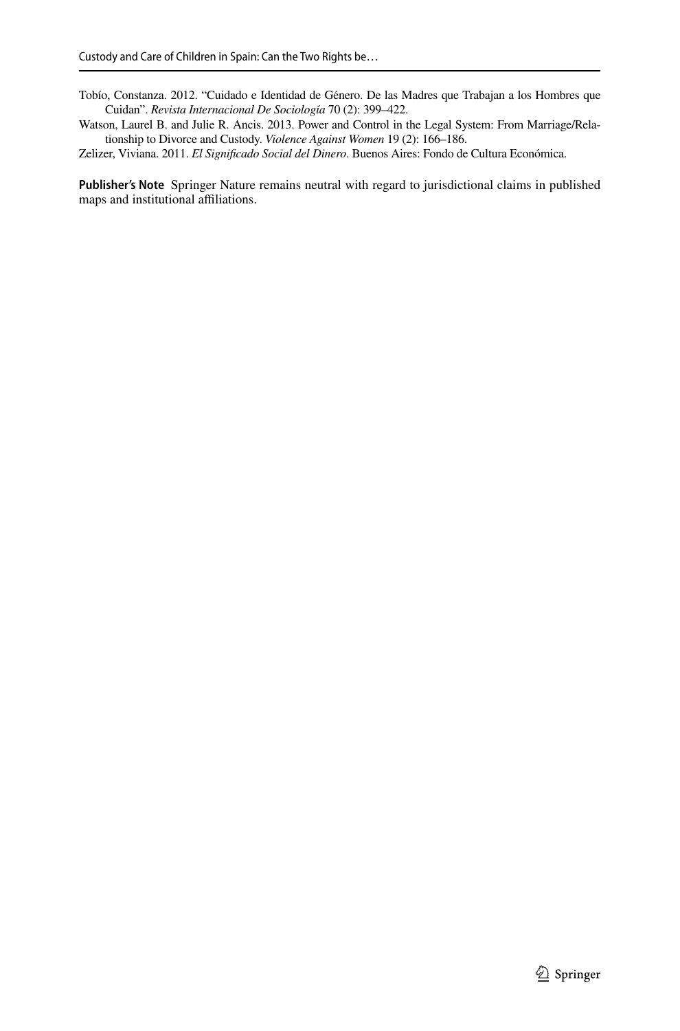Tobío, Constanza. 2012. "Cuidado e Identidad de Género. De las Madres que Trabajan a los Hombres que Cuidan". *Revista Internacional De Sociología* 70 (2): 399–422.

Watson, Laurel B. and Julie R. Ancis. 2013. Power and Control in the Legal System: From Marriage/Relationship to Divorce and Custody. *Violence Against Women* 19 (2): 166–186.

Zelizer, Viviana. 2011. *El Significado Social del Dinero*. Buenos Aires: Fondo de Cultura Económica.

**Publisher's Note** Springer Nature remains neutral with regard to jurisdictional claims in published maps and institutional affiliations.